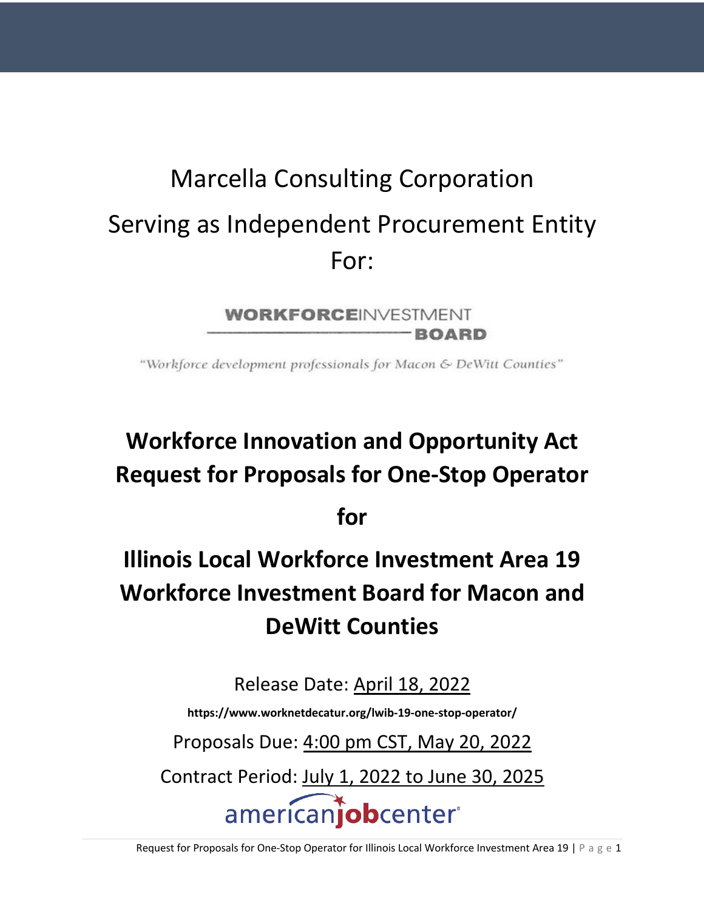Marcella Consulting Corporation

Serving as Independent Procurement Entity For:

**WORKFORCE**INVESTMENT **BOARD**

*"Workforce development professionals for Macon & DeWitt Counties"*

# Workforce Innovation and Opportunity Act Request for Proposals for One-Stop Operator

# for

# Illinois Local Workforce Investment Area 19 Workforce Investment Board for Macon and DeWitt Counties

Release Date: April 18, 2022

**https://www.worknetdecatur.org/lwib-19-one-stop-operator/**

Proposals Due: 4:00 pm CST, May 20, 2022

Contract Period: July 1, 2022 to June 30, 2025

americanjobcenter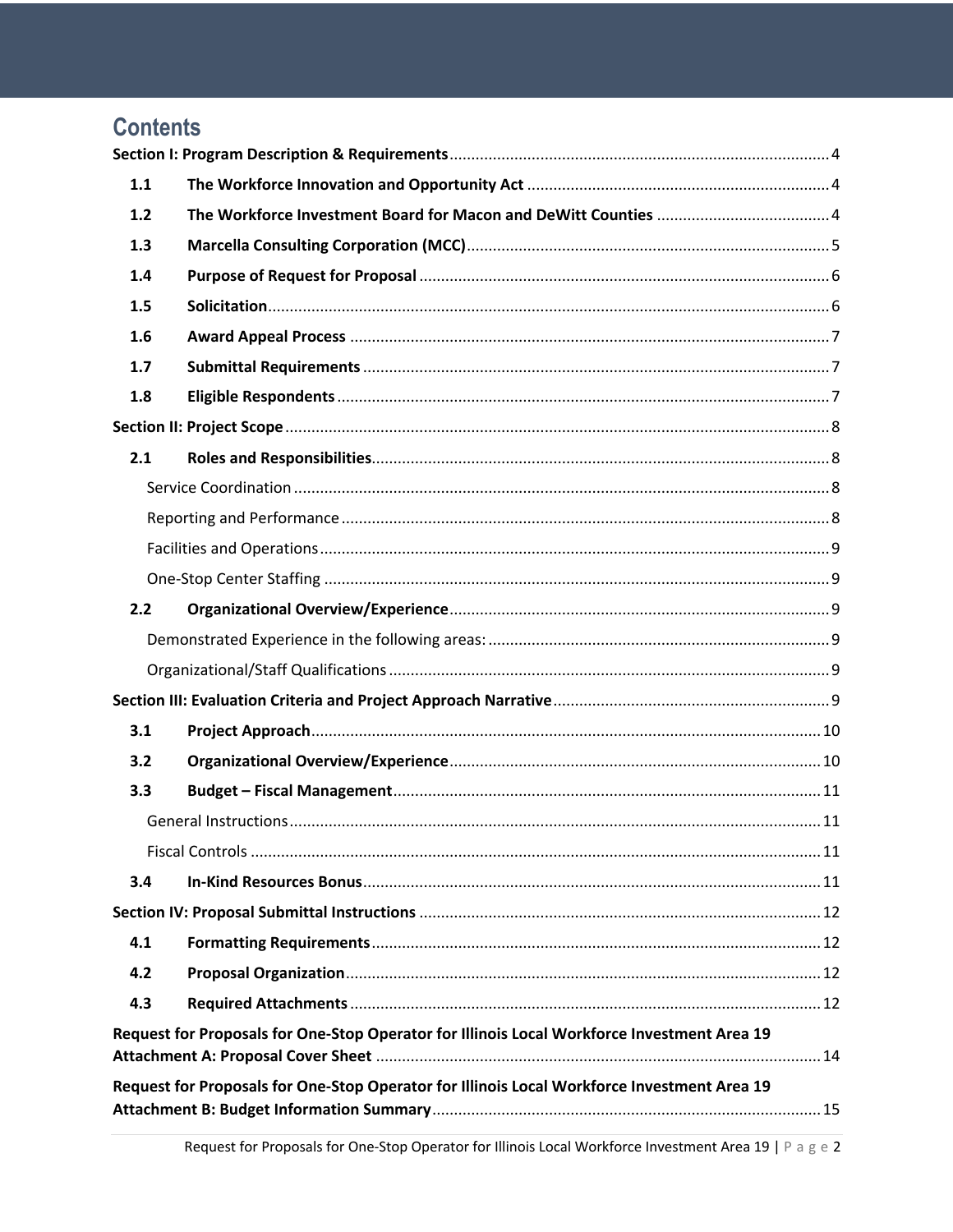# Contents

**Section I: Program Description & Requirements** ........ 4

- **1.1 The Workforce Innovation and Opportunity Act** ........ 4
- **1.2 The Workforce Investment Board for Macon and DeWitt Counties** ........ 4
- **1.3 Marcella Consulting Corporation (MCC)** ........ 5
- **1.4 Purpose of Request for Proposal** ........ 6
- **1.5 Solicitation** ........ 6
- **1.6 Award Appeal Process** ........ 7
- **1.7 Submittal Requirements** ........ 7
- **1.8 Eligible Respondents** ........ 7

**Section II: Project Scope** ........ 8

- **2.1 Roles and Responsibilities** ........ 8
  - Service Coordination ........ 8
  - Reporting and Performance ........ 8
  - Facilities and Operations ........ 9
  - One-Stop Center Staffing ........ 9
- **2.2 Organizational Overview/Experience** ........ 9
  - Demonstrated Experience in the following areas: ........ 9
  - Organizational/Staff Qualifications ........ 9

**Section III: Evaluation Criteria and Project Approach Narrative** ........ 9

- **3.1 Project Approach** ........ 10
- **3.2 Organizational Overview/Experience** ........ 10
- **3.3 Budget – Fiscal Management** ........ 11
  - General Instructions ........ 11
  - Fiscal Controls ........ 11
- **3.4 In-Kind Resources Bonus** ........ 11

**Section IV: Proposal Submittal Instructions** ........ 12

- **4.1 Formatting Requirements** ........ 12
- **4.2 Proposal Organization** ........ 12
- **4.3 Required Attachments** ........ 12

**Request for Proposals for One-Stop Operator for Illinois Local Workforce Investment Area 19 Attachment A: Proposal Cover Sheet** ........ 14

**Request for Proposals for One-Stop Operator for Illinois Local Workforce Investment Area 19 Attachment B: Budget Information Summary** ........ 15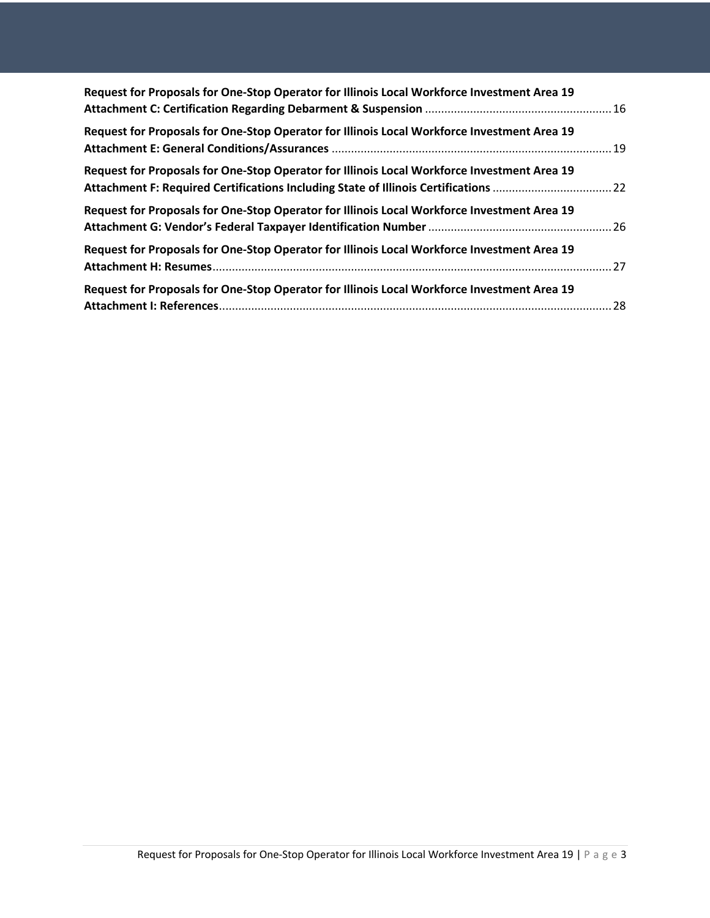Request for Proposals for One-Stop Operator for Illinois Local Workforce Investment Area 19 Attachment C: Certification Regarding Debarment & Suspension ........ 16

Request for Proposals for One-Stop Operator for Illinois Local Workforce Investment Area 19 Attachment E: General Conditions/Assurances ........ 19

Request for Proposals for One-Stop Operator for Illinois Local Workforce Investment Area 19 Attachment F: Required Certifications Including State of Illinois Certifications ........ 22

Request for Proposals for One-Stop Operator for Illinois Local Workforce Investment Area 19 Attachment G: Vendor's Federal Taxpayer Identification Number ........ 26

Request for Proposals for One-Stop Operator for Illinois Local Workforce Investment Area 19 Attachment H: Resumes ........ 27

Request for Proposals for One-Stop Operator for Illinois Local Workforce Investment Area 19 Attachment I: References ........ 28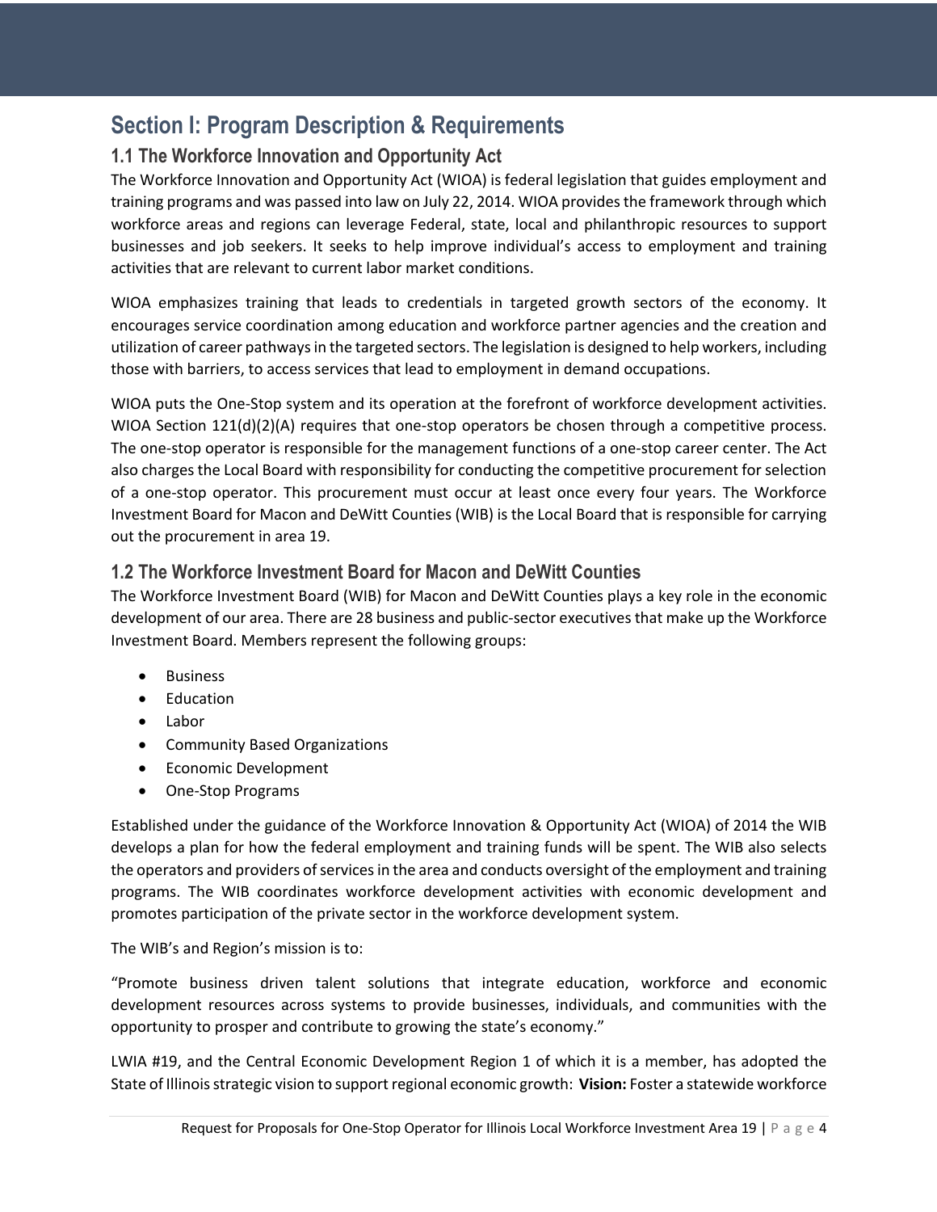## Section I: Program Description & Requirements

### 1.1 The Workforce Innovation and Opportunity Act

The Workforce Innovation and Opportunity Act (WIOA) is federal legislation that guides employment and training programs and was passed into law on July 22, 2014. WIOA provides the framework through which workforce areas and regions can leverage Federal, state, local and philanthropic resources to support businesses and job seekers. It seeks to help improve individual's access to employment and training activities that are relevant to current labor market conditions.

WIOA emphasizes training that leads to credentials in targeted growth sectors of the economy. It encourages service coordination among education and workforce partner agencies and the creation and utilization of career pathways in the targeted sectors. The legislation is designed to help workers, including those with barriers, to access services that lead to employment in demand occupations.

WIOA puts the One-Stop system and its operation at the forefront of workforce development activities. WIOA Section 121(d)(2)(A) requires that one-stop operators be chosen through a competitive process. The one-stop operator is responsible for the management functions of a one-stop career center. The Act also charges the Local Board with responsibility for conducting the competitive procurement for selection of a one-stop operator. This procurement must occur at least once every four years. The Workforce Investment Board for Macon and DeWitt Counties (WIB) is the Local Board that is responsible for carrying out the procurement in area 19.

### 1.2 The Workforce Investment Board for Macon and DeWitt Counties

The Workforce Investment Board (WIB) for Macon and DeWitt Counties plays a key role in the economic development of our area. There are 28 business and public-sector executives that make up the Workforce Investment Board. Members represent the following groups:

- Business
- Education
- Labor
- Community Based Organizations
- Economic Development
- One-Stop Programs

Established under the guidance of the Workforce Innovation & Opportunity Act (WIOA) of 2014 the WIB develops a plan for how the federal employment and training funds will be spent. The WIB also selects the operators and providers of services in the area and conducts oversight of the employment and training programs. The WIB coordinates workforce development activities with economic development and promotes participation of the private sector in the workforce development system.

The WIB's and Region's mission is to:

"Promote business driven talent solutions that integrate education, workforce and economic development resources across systems to provide businesses, individuals, and communities with the opportunity to prosper and contribute to growing the state's economy."

LWIA #19, and the Central Economic Development Region 1 of which it is a member, has adopted the State of Illinois strategic vision to support regional economic growth: **Vision:** Foster a statewide workforce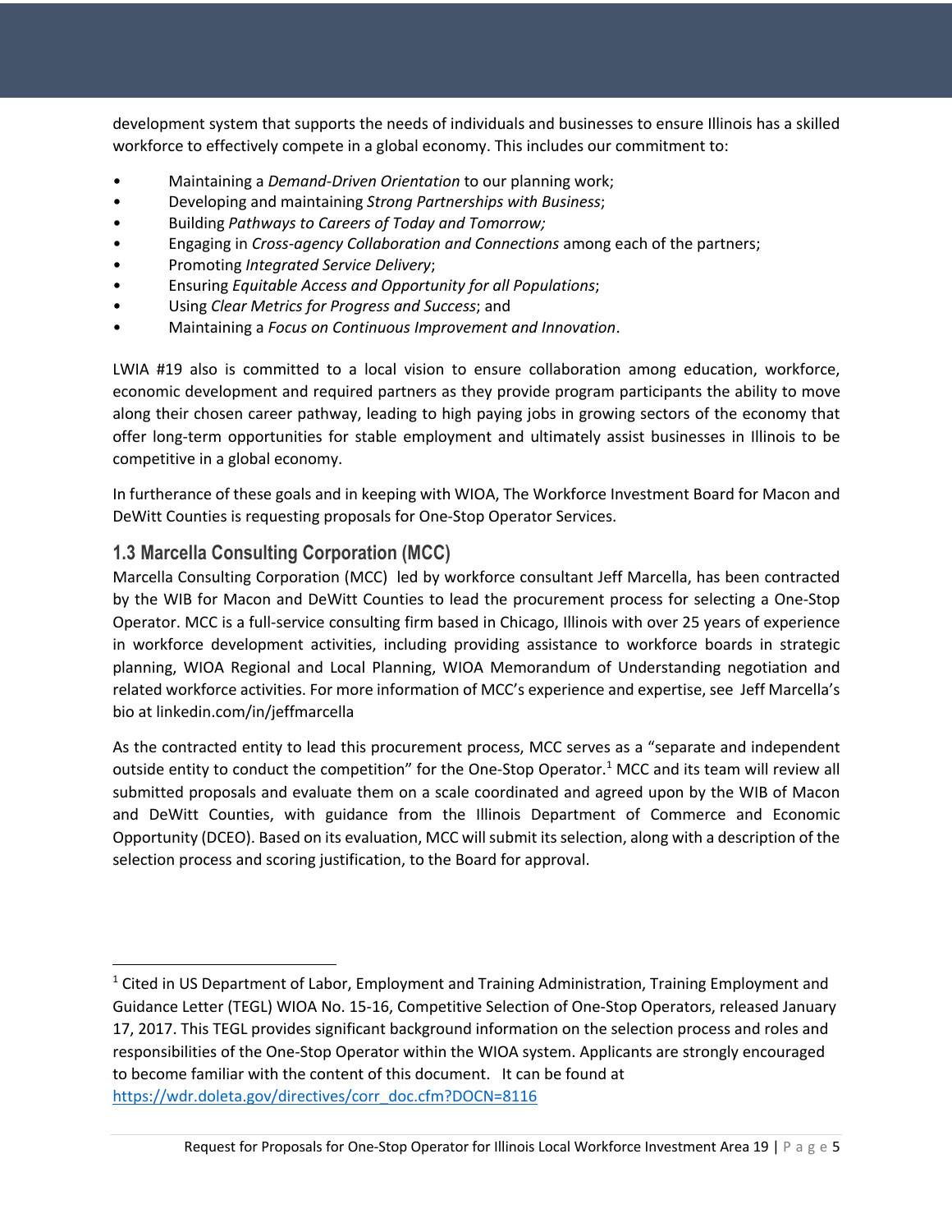development system that supports the needs of individuals and businesses to ensure Illinois has a skilled workforce to effectively compete in a global economy. This includes our commitment to:

- Maintaining a *Demand-Driven Orientation* to our planning work;
- Developing and maintaining *Strong Partnerships with Business*;
- Building *Pathways to Careers of Today and Tomorrow;*
- Engaging in *Cross-agency Collaboration and Connections* among each of the partners;
- Promoting *Integrated Service Delivery*;
- Ensuring *Equitable Access and Opportunity for all Populations*;
- Using *Clear Metrics for Progress and Success*; and
- Maintaining a *Focus on Continuous Improvement and Innovation*.

LWIA #19 also is committed to a local vision to ensure collaboration among education, workforce, economic development and required partners as they provide program participants the ability to move along their chosen career pathway, leading to high paying jobs in growing sectors of the economy that offer long-term opportunities for stable employment and ultimately assist businesses in Illinois to be competitive in a global economy.

In furtherance of these goals and in keeping with WIOA, The Workforce Investment Board for Macon and DeWitt Counties is requesting proposals for One-Stop Operator Services.

## 1.3 Marcella Consulting Corporation (MCC)

Marcella Consulting Corporation (MCC) led by workforce consultant Jeff Marcella, has been contracted by the WIB for Macon and DeWitt Counties to lead the procurement process for selecting a One-Stop Operator. MCC is a full-service consulting firm based in Chicago, Illinois with over 25 years of experience in workforce development activities, including providing assistance to workforce boards in strategic planning, WIOA Regional and Local Planning, WIOA Memorandum of Understanding negotiation and related workforce activities. For more information of MCC's experience and expertise, see Jeff Marcella's bio at linkedin.com/in/jeffmarcella

As the contracted entity to lead this procurement process, MCC serves as a "separate and independent outside entity to conduct the competition" for the One-Stop Operator.[1] MCC and its team will review all submitted proposals and evaluate them on a scale coordinated and agreed upon by the WIB of Macon and DeWitt Counties, with guidance from the Illinois Department of Commerce and Economic Opportunity (DCEO). Based on its evaluation, MCC will submit its selection, along with a description of the selection process and scoring justification, to the Board for approval.

[1] Cited in US Department of Labor, Employment and Training Administration, Training Employment and Guidance Letter (TEGL) WIOA No. 15-16, Competitive Selection of One-Stop Operators, released January 17, 2017. This TEGL provides significant background information on the selection process and roles and responsibilities of the One-Stop Operator within the WIOA system. Applicants are strongly encouraged to become familiar with the content of this document. It can be found at https://wdr.doleta.gov/directives/corr_doc.cfm?DOCN=8116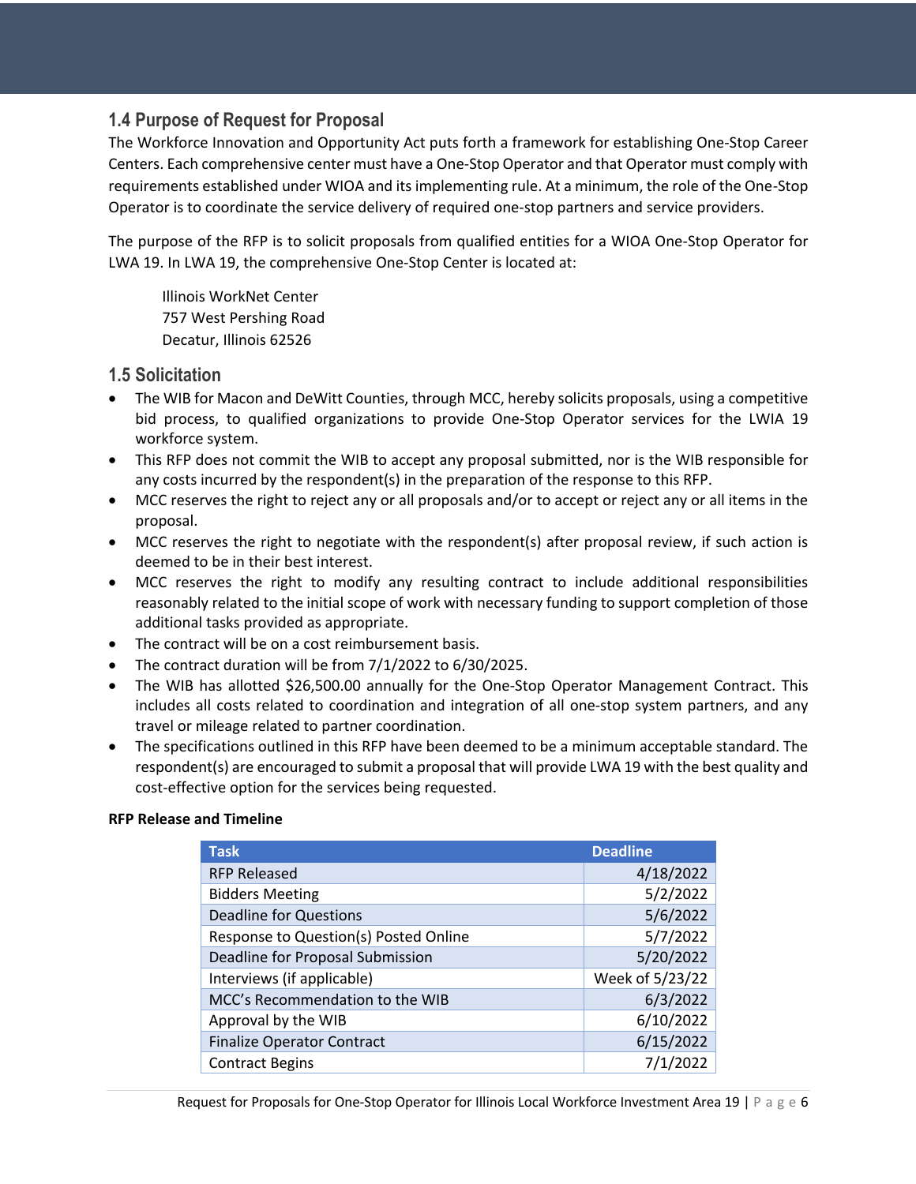## 1.4 Purpose of Request for Proposal

The Workforce Innovation and Opportunity Act puts forth a framework for establishing One-Stop Career Centers. Each comprehensive center must have a One-Stop Operator and that Operator must comply with requirements established under WIOA and its implementing rule. At a minimum, the role of the One-Stop Operator is to coordinate the service delivery of required one-stop partners and service providers.

The purpose of the RFP is to solicit proposals from qualified entities for a WIOA One-Stop Operator for LWA 19. In LWA 19, the comprehensive One-Stop Center is located at:

Illinois WorkNet Center
757 West Pershing Road
Decatur, Illinois 62526

## 1.5 Solicitation

- The WIB for Macon and DeWitt Counties, through MCC, hereby solicits proposals, using a competitive bid process, to qualified organizations to provide One-Stop Operator services for the LWIA 19 workforce system.
- This RFP does not commit the WIB to accept any proposal submitted, nor is the WIB responsible for any costs incurred by the respondent(s) in the preparation of the response to this RFP.
- MCC reserves the right to reject any or all proposals and/or to accept or reject any or all items in the proposal.
- MCC reserves the right to negotiate with the respondent(s) after proposal review, if such action is deemed to be in their best interest.
- MCC reserves the right to modify any resulting contract to include additional responsibilities reasonably related to the initial scope of work with necessary funding to support completion of those additional tasks provided as appropriate.
- The contract will be on a cost reimbursement basis.
- The contract duration will be from 7/1/2022 to 6/30/2025.
- The WIB has allotted $26,500.00 annually for the One-Stop Operator Management Contract. This includes all costs related to coordination and integration of all one-stop system partners, and any travel or mileage related to partner coordination.
- The specifications outlined in this RFP have been deemed to be a minimum acceptable standard. The respondent(s) are encouraged to submit a proposal that will provide LWA 19 with the best quality and cost-effective option for the services being requested.

**RFP Release and Timeline**

| Task | Deadline |
|---|---|
| RFP Released | 4/18/2022 |
| Bidders Meeting | 5/2/2022 |
| Deadline for Questions | 5/6/2022 |
| Response to Question(s) Posted Online | 5/7/2022 |
| Deadline for Proposal Submission | 5/20/2022 |
| Interviews (if applicable) | Week of 5/23/22 |
| MCC's Recommendation to the WIB | 6/3/2022 |
| Approval by the WIB | 6/10/2022 |
| Finalize Operator Contract | 6/15/2022 |
| Contract Begins | 7/1/2022 |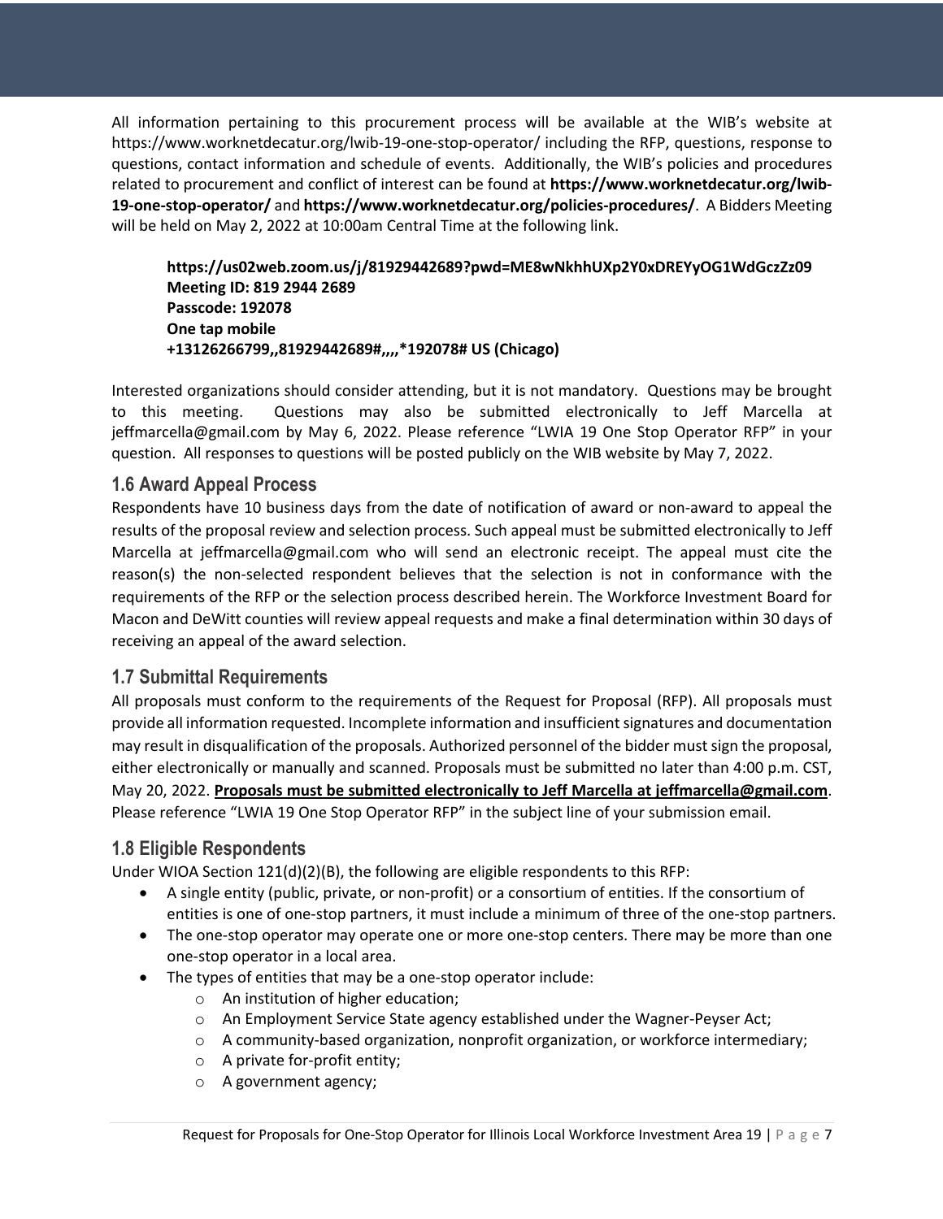All information pertaining to this procurement process will be available at the WIB's website at https://www.worknetdecatur.org/lwib-19-one-stop-operator/ including the RFP, questions, response to questions, contact information and schedule of events. Additionally, the WIB's policies and procedures related to procurement and conflict of interest can be found at **https://www.worknetdecatur.org/lwib-19-one-stop-operator/** and **https://www.worknetdecatur.org/policies-procedures/**. A Bidders Meeting will be held on May 2, 2022 at 10:00am Central Time at the following link.

> **https://us02web.zoom.us/j/81929442689?pwd=ME8wNkhhUXp2Y0xDREYyOG1WdGczZz09**
> **Meeting ID: 819 2944 2689**
> **Passcode: 192078**
> **One tap mobile**
> **+13126266799,,81929442689#,,,,*192078# US (Chicago)**

Interested organizations should consider attending, but it is not mandatory. Questions may be brought to this meeting. Questions may also be submitted electronically to Jeff Marcella at jeffmarcella@gmail.com by May 6, 2022. Please reference "LWIA 19 One Stop Operator RFP" in your question. All responses to questions will be posted publicly on the WIB website by May 7, 2022.

## 1.6 Award Appeal Process

Respondents have 10 business days from the date of notification of award or non-award to appeal the results of the proposal review and selection process. Such appeal must be submitted electronically to Jeff Marcella at jeffmarcella@gmail.com who will send an electronic receipt. The appeal must cite the reason(s) the non-selected respondent believes that the selection is not in conformance with the requirements of the RFP or the selection process described herein. The Workforce Investment Board for Macon and DeWitt counties will review appeal requests and make a final determination within 30 days of receiving an appeal of the award selection.

## 1.7 Submittal Requirements

All proposals must conform to the requirements of the Request for Proposal (RFP). All proposals must provide all information requested. Incomplete information and insufficient signatures and documentation may result in disqualification of the proposals. Authorized personnel of the bidder must sign the proposal, either electronically or manually and scanned. Proposals must be submitted no later than 4:00 p.m. CST, May 20, 2022. **Proposals must be submitted electronically to Jeff Marcella at jeffmarcella@gmail.com**. Please reference "LWIA 19 One Stop Operator RFP" in the subject line of your submission email.

## 1.8 Eligible Respondents

Under WIOA Section 121(d)(2)(B), the following are eligible respondents to this RFP:

- A single entity (public, private, or non-profit) or a consortium of entities. If the consortium of entities is one of one-stop partners, it must include a minimum of three of the one-stop partners.
- The one-stop operator may operate one or more one-stop centers. There may be more than one one-stop operator in a local area.
- The types of entities that may be a one-stop operator include:
  - An institution of higher education;
  - An Employment Service State agency established under the Wagner-Peyser Act;
  - A community-based organization, nonprofit organization, or workforce intermediary;
  - A private for-profit entity;
  - A government agency;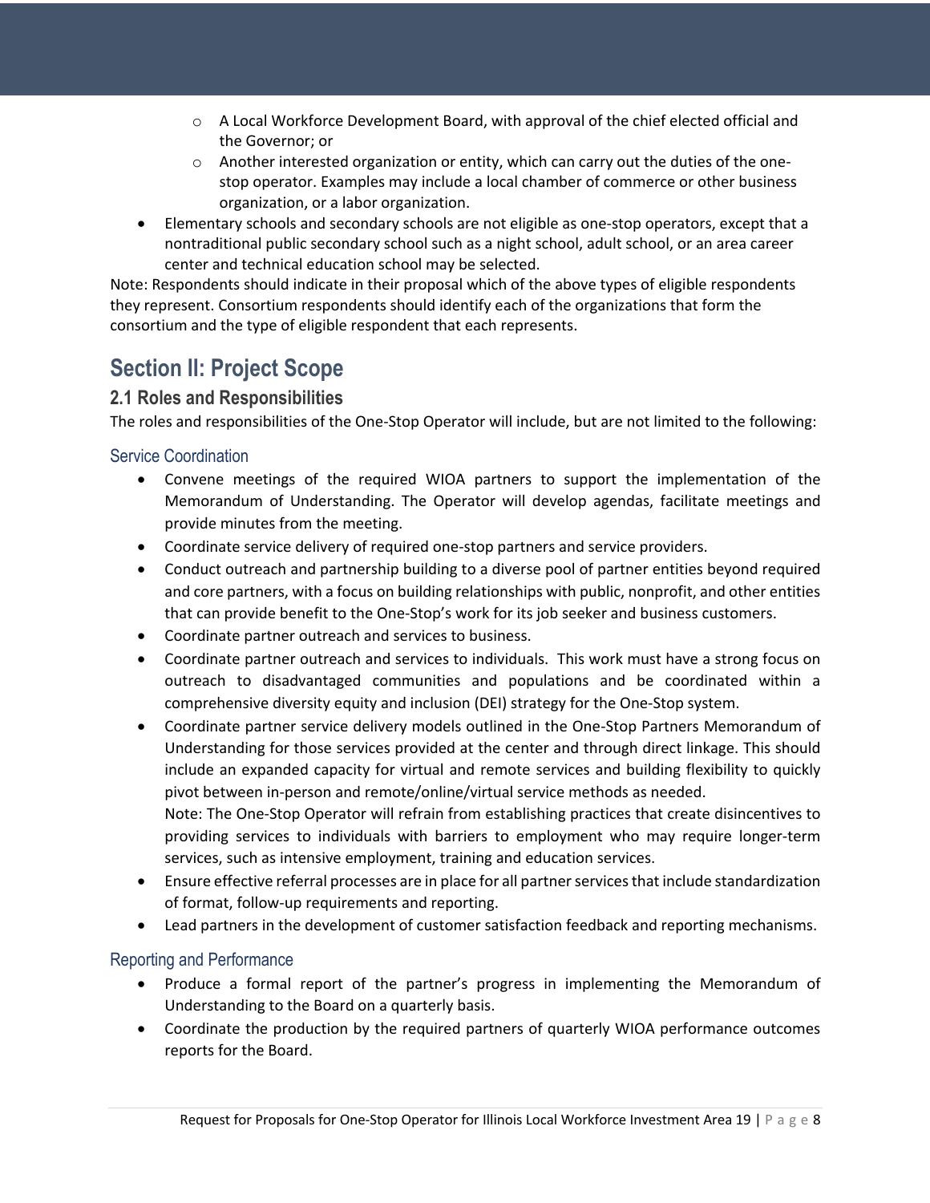- A Local Workforce Development Board, with approval of the chief elected official and the Governor; or
  - Another interested organization or entity, which can carry out the duties of the one-stop operator. Examples may include a local chamber of commerce or other business organization, or a labor organization.
- Elementary schools and secondary schools are not eligible as one-stop operators, except that a nontraditional public secondary school such as a night school, adult school, or an area career center and technical education school may be selected.

Note: Respondents should indicate in their proposal which of the above types of eligible respondents they represent. Consortium respondents should identify each of the organizations that form the consortium and the type of eligible respondent that each represents.

# Section II: Project Scope

## 2.1 Roles and Responsibilities

The roles and responsibilities of the One-Stop Operator will include, but are not limited to the following:

### Service Coordination

- Convene meetings of the required WIOA partners to support the implementation of the Memorandum of Understanding. The Operator will develop agendas, facilitate meetings and provide minutes from the meeting.
- Coordinate service delivery of required one-stop partners and service providers.
- Conduct outreach and partnership building to a diverse pool of partner entities beyond required and core partners, with a focus on building relationships with public, nonprofit, and other entities that can provide benefit to the One-Stop's work for its job seeker and business customers.
- Coordinate partner outreach and services to business.
- Coordinate partner outreach and services to individuals. This work must have a strong focus on outreach to disadvantaged communities and populations and be coordinated within a comprehensive diversity equity and inclusion (DEI) strategy for the One-Stop system.
- Coordinate partner service delivery models outlined in the One-Stop Partners Memorandum of Understanding for those services provided at the center and through direct linkage. This should include an expanded capacity for virtual and remote services and building flexibility to quickly pivot between in-person and remote/online/virtual service methods as needed.
  Note: The One-Stop Operator will refrain from establishing practices that create disincentives to providing services to individuals with barriers to employment who may require longer-term services, such as intensive employment, training and education services.
- Ensure effective referral processes are in place for all partner services that include standardization of format, follow-up requirements and reporting.
- Lead partners in the development of customer satisfaction feedback and reporting mechanisms.

### Reporting and Performance

- Produce a formal report of the partner's progress in implementing the Memorandum of Understanding to the Board on a quarterly basis.
- Coordinate the production by the required partners of quarterly WIOA performance outcomes reports for the Board.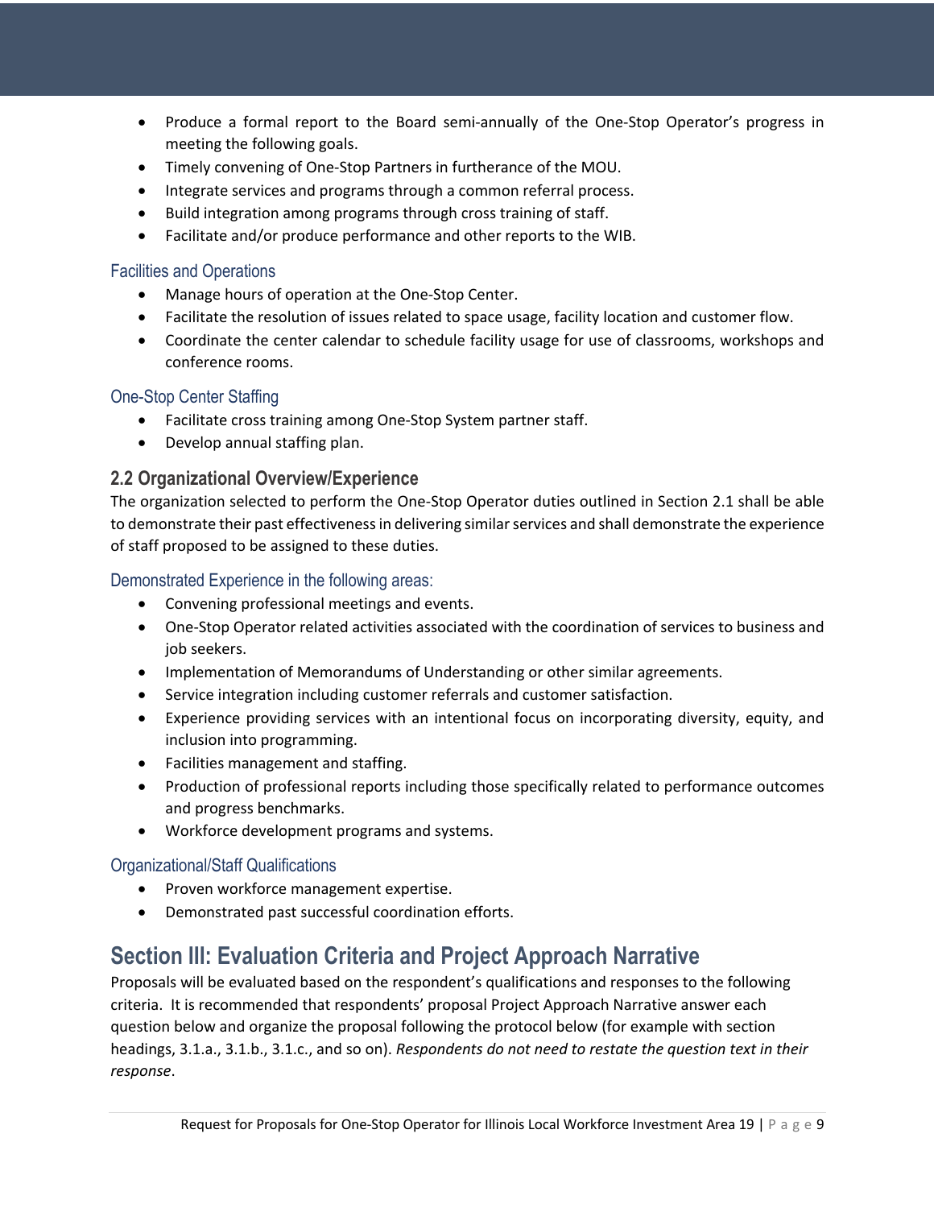- Produce a formal report to the Board semi-annually of the One-Stop Operator's progress in meeting the following goals.
- Timely convening of One-Stop Partners in furtherance of the MOU.
- Integrate services and programs through a common referral process.
- Build integration among programs through cross training of staff.
- Facilitate and/or produce performance and other reports to the WIB.

#### Facilities and Operations

- Manage hours of operation at the One-Stop Center.
- Facilitate the resolution of issues related to space usage, facility location and customer flow.
- Coordinate the center calendar to schedule facility usage for use of classrooms, workshops and conference rooms.

#### One-Stop Center Staffing

- Facilitate cross training among One-Stop System partner staff.
- Develop annual staffing plan.

### 2.2 Organizational Overview/Experience

The organization selected to perform the One-Stop Operator duties outlined in Section 2.1 shall be able to demonstrate their past effectiveness in delivering similar services and shall demonstrate the experience of staff proposed to be assigned to these duties.

#### Demonstrated Experience in the following areas:

- Convening professional meetings and events.
- One-Stop Operator related activities associated with the coordination of services to business and job seekers.
- Implementation of Memorandums of Understanding or other similar agreements.
- Service integration including customer referrals and customer satisfaction.
- Experience providing services with an intentional focus on incorporating diversity, equity, and inclusion into programming.
- Facilities management and staffing.
- Production of professional reports including those specifically related to performance outcomes and progress benchmarks.
- Workforce development programs and systems.

#### Organizational/Staff Qualifications

- Proven workforce management expertise.
- Demonstrated past successful coordination efforts.

## Section III: Evaluation Criteria and Project Approach Narrative

Proposals will be evaluated based on the respondent's qualifications and responses to the following criteria. It is recommended that respondents' proposal Project Approach Narrative answer each question below and organize the proposal following the protocol below (for example with section headings, 3.1.a., 3.1.b., 3.1.c., and so on). *Respondents do not need to restate the question text in their response*.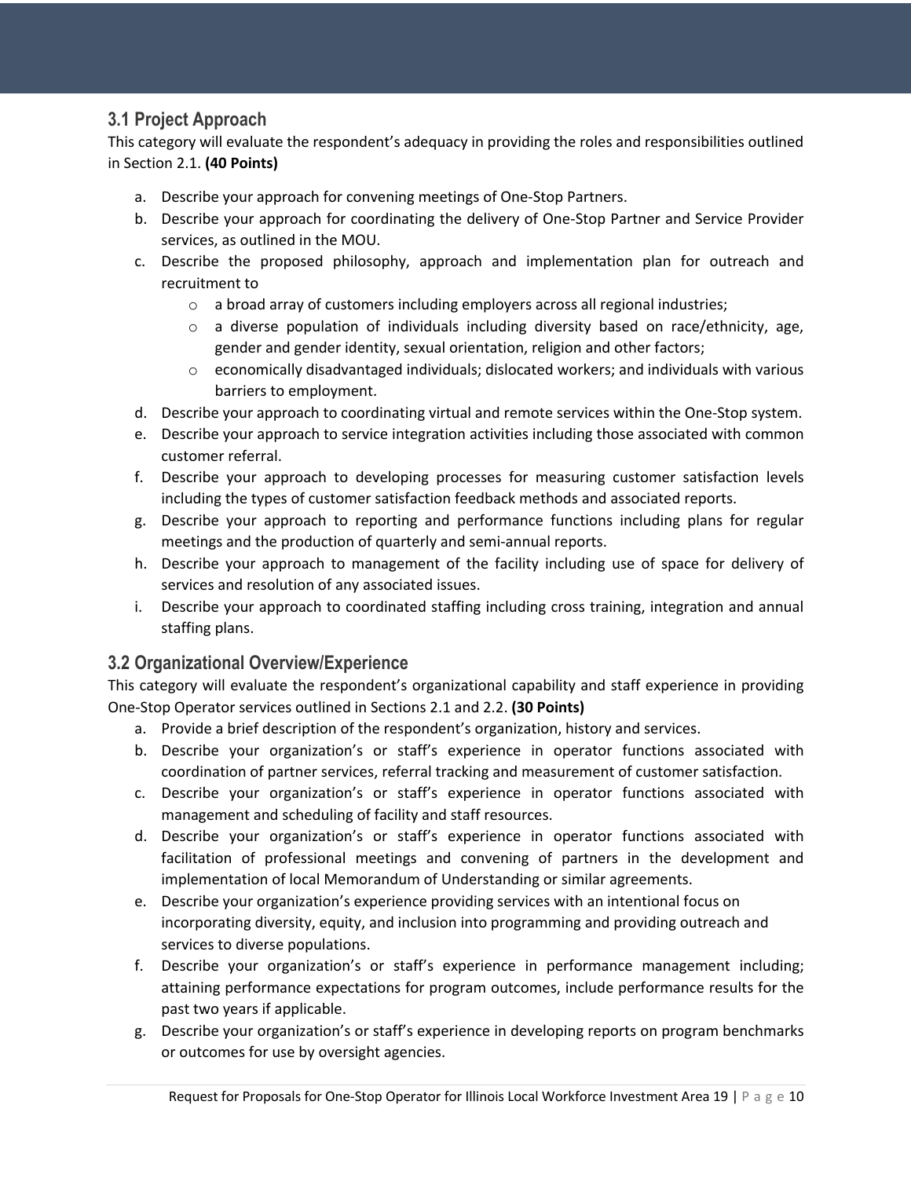### 3.1 Project Approach

This category will evaluate the respondent's adequacy in providing the roles and responsibilities outlined in Section 2.1. **(40 Points)**

a. Describe your approach for convening meetings of One-Stop Partners.
b. Describe your approach for coordinating the delivery of One-Stop Partner and Service Provider services, as outlined in the MOU.
c. Describe the proposed philosophy, approach and implementation plan for outreach and recruitment to
   - a broad array of customers including employers across all regional industries;
   - a diverse population of individuals including diversity based on race/ethnicity, age, gender and gender identity, sexual orientation, religion and other factors;
   - economically disadvantaged individuals; dislocated workers; and individuals with various barriers to employment.
d. Describe your approach to coordinating virtual and remote services within the One-Stop system.
e. Describe your approach to service integration activities including those associated with common customer referral.
f. Describe your approach to developing processes for measuring customer satisfaction levels including the types of customer satisfaction feedback methods and associated reports.
g. Describe your approach to reporting and performance functions including plans for regular meetings and the production of quarterly and semi-annual reports.
h. Describe your approach to management of the facility including use of space for delivery of services and resolution of any associated issues.
i. Describe your approach to coordinated staffing including cross training, integration and annual staffing plans.

### 3.2 Organizational Overview/Experience

This category will evaluate the respondent's organizational capability and staff experience in providing One-Stop Operator services outlined in Sections 2.1 and 2.2. **(30 Points)**

a. Provide a brief description of the respondent's organization, history and services.
b. Describe your organization's or staff's experience in operator functions associated with coordination of partner services, referral tracking and measurement of customer satisfaction.
c. Describe your organization's or staff's experience in operator functions associated with management and scheduling of facility and staff resources.
d. Describe your organization's or staff's experience in operator functions associated with facilitation of professional meetings and convening of partners in the development and implementation of local Memorandum of Understanding or similar agreements.
e. Describe your organization's experience providing services with an intentional focus on incorporating diversity, equity, and inclusion into programming and providing outreach and services to diverse populations.
f. Describe your organization's or staff's experience in performance management including; attaining performance expectations for program outcomes, include performance results for the past two years if applicable.
g. Describe your organization's or staff's experience in developing reports on program benchmarks or outcomes for use by oversight agencies.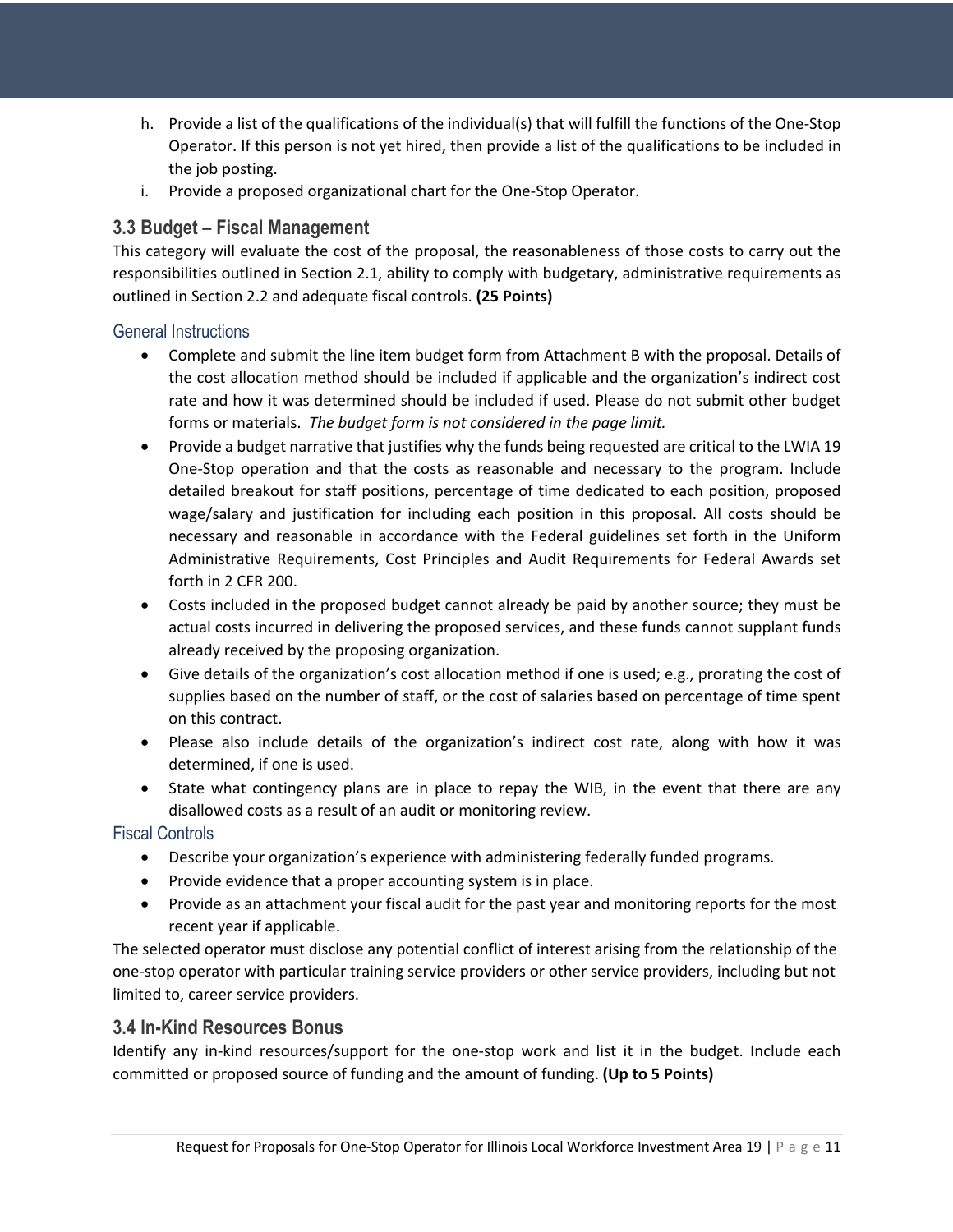h. Provide a list of the qualifications of the individual(s) that will fulfill the functions of the One-Stop Operator. If this person is not yet hired, then provide a list of the qualifications to be included in the job posting.
i. Provide a proposed organizational chart for the One-Stop Operator.

### 3.3 Budget – Fiscal Management

This category will evaluate the cost of the proposal, the reasonableness of those costs to carry out the responsibilities outlined in Section 2.1, ability to comply with budgetary, administrative requirements as outlined in Section 2.2 and adequate fiscal controls. **(25 Points)**

#### General Instructions

- Complete and submit the line item budget form from Attachment B with the proposal. Details of the cost allocation method should be included if applicable and the organization's indirect cost rate and how it was determined should be included if used. Please do not submit other budget forms or materials. *The budget form is not considered in the page limit.*
- Provide a budget narrative that justifies why the funds being requested are critical to the LWIA 19 One-Stop operation and that the costs as reasonable and necessary to the program. Include detailed breakout for staff positions, percentage of time dedicated to each position, proposed wage/salary and justification for including each position in this proposal. All costs should be necessary and reasonable in accordance with the Federal guidelines set forth in the Uniform Administrative Requirements, Cost Principles and Audit Requirements for Federal Awards set forth in 2 CFR 200.
- Costs included in the proposed budget cannot already be paid by another source; they must be actual costs incurred in delivering the proposed services, and these funds cannot supplant funds already received by the proposing organization.
- Give details of the organization's cost allocation method if one is used; e.g., prorating the cost of supplies based on the number of staff, or the cost of salaries based on percentage of time spent on this contract.
- Please also include details of the organization's indirect cost rate, along with how it was determined, if one is used.
- State what contingency plans are in place to repay the WIB, in the event that there are any disallowed costs as a result of an audit or monitoring review.

#### Fiscal Controls

- Describe your organization's experience with administering federally funded programs.
- Provide evidence that a proper accounting system is in place.
- Provide as an attachment your fiscal audit for the past year and monitoring reports for the most recent year if applicable.

The selected operator must disclose any potential conflict of interest arising from the relationship of the one-stop operator with particular training service providers or other service providers, including but not limited to, career service providers.

### 3.4 In-Kind Resources Bonus

Identify any in-kind resources/support for the one-stop work and list it in the budget. Include each committed or proposed source of funding and the amount of funding. **(Up to 5 Points)**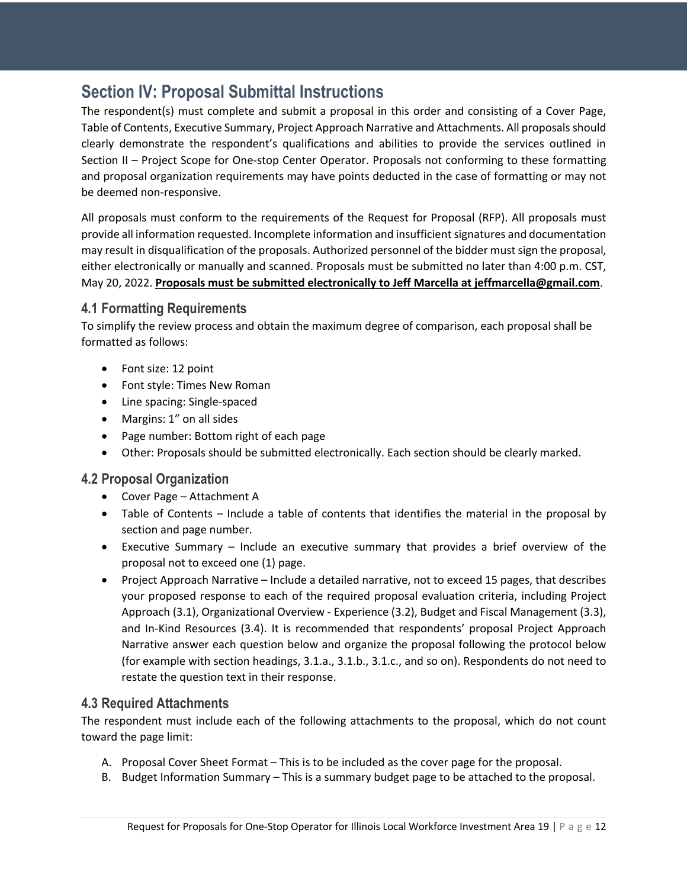## Section IV: Proposal Submittal Instructions

The respondent(s) must complete and submit a proposal in this order and consisting of a Cover Page, Table of Contents, Executive Summary, Project Approach Narrative and Attachments. All proposals should clearly demonstrate the respondent's qualifications and abilities to provide the services outlined in Section II – Project Scope for One-stop Center Operator. Proposals not conforming to these formatting and proposal organization requirements may have points deducted in the case of formatting or may not be deemed non-responsive.

All proposals must conform to the requirements of the Request for Proposal (RFP). All proposals must provide all information requested. Incomplete information and insufficient signatures and documentation may result in disqualification of the proposals. Authorized personnel of the bidder must sign the proposal, either electronically or manually and scanned. Proposals must be submitted no later than 4:00 p.m. CST, May 20, 2022. **Proposals must be submitted electronically to Jeff Marcella at jeffmarcella@gmail.com**.

### 4.1 Formatting Requirements

To simplify the review process and obtain the maximum degree of comparison, each proposal shall be formatted as follows:

- Font size: 12 point
- Font style: Times New Roman
- Line spacing: Single-spaced
- Margins: 1" on all sides
- Page number: Bottom right of each page
- Other: Proposals should be submitted electronically. Each section should be clearly marked.

### 4.2 Proposal Organization

- Cover Page – Attachment A
- Table of Contents – Include a table of contents that identifies the material in the proposal by section and page number.
- Executive Summary – Include an executive summary that provides a brief overview of the proposal not to exceed one (1) page.
- Project Approach Narrative – Include a detailed narrative, not to exceed 15 pages, that describes your proposed response to each of the required proposal evaluation criteria, including Project Approach (3.1), Organizational Overview - Experience (3.2), Budget and Fiscal Management (3.3), and In-Kind Resources (3.4). It is recommended that respondents' proposal Project Approach Narrative answer each question below and organize the proposal following the protocol below (for example with section headings, 3.1.a., 3.1.b., 3.1.c., and so on). Respondents do not need to restate the question text in their response.

### 4.3 Required Attachments

The respondent must include each of the following attachments to the proposal, which do not count toward the page limit:

A. Proposal Cover Sheet Format – This is to be included as the cover page for the proposal.
B. Budget Information Summary – This is a summary budget page to be attached to the proposal.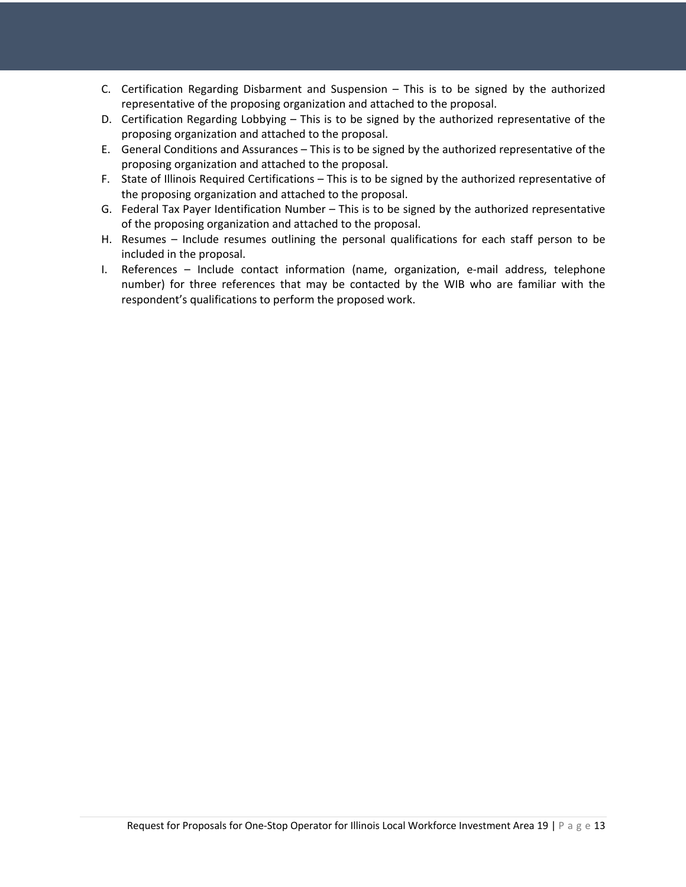C. Certification Regarding Disbarment and Suspension – This is to be signed by the authorized representative of the proposing organization and attached to the proposal.
D. Certification Regarding Lobbying – This is to be signed by the authorized representative of the proposing organization and attached to the proposal.
E. General Conditions and Assurances – This is to be signed by the authorized representative of the proposing organization and attached to the proposal.
F. State of Illinois Required Certifications – This is to be signed by the authorized representative of the proposing organization and attached to the proposal.
G. Federal Tax Payer Identification Number – This is to be signed by the authorized representative of the proposing organization and attached to the proposal.
H. Resumes – Include resumes outlining the personal qualifications for each staff person to be included in the proposal.
I. References – Include contact information (name, organization, e-mail address, telephone number) for three references that may be contacted by the WIB who are familiar with the respondent's qualifications to perform the proposed work.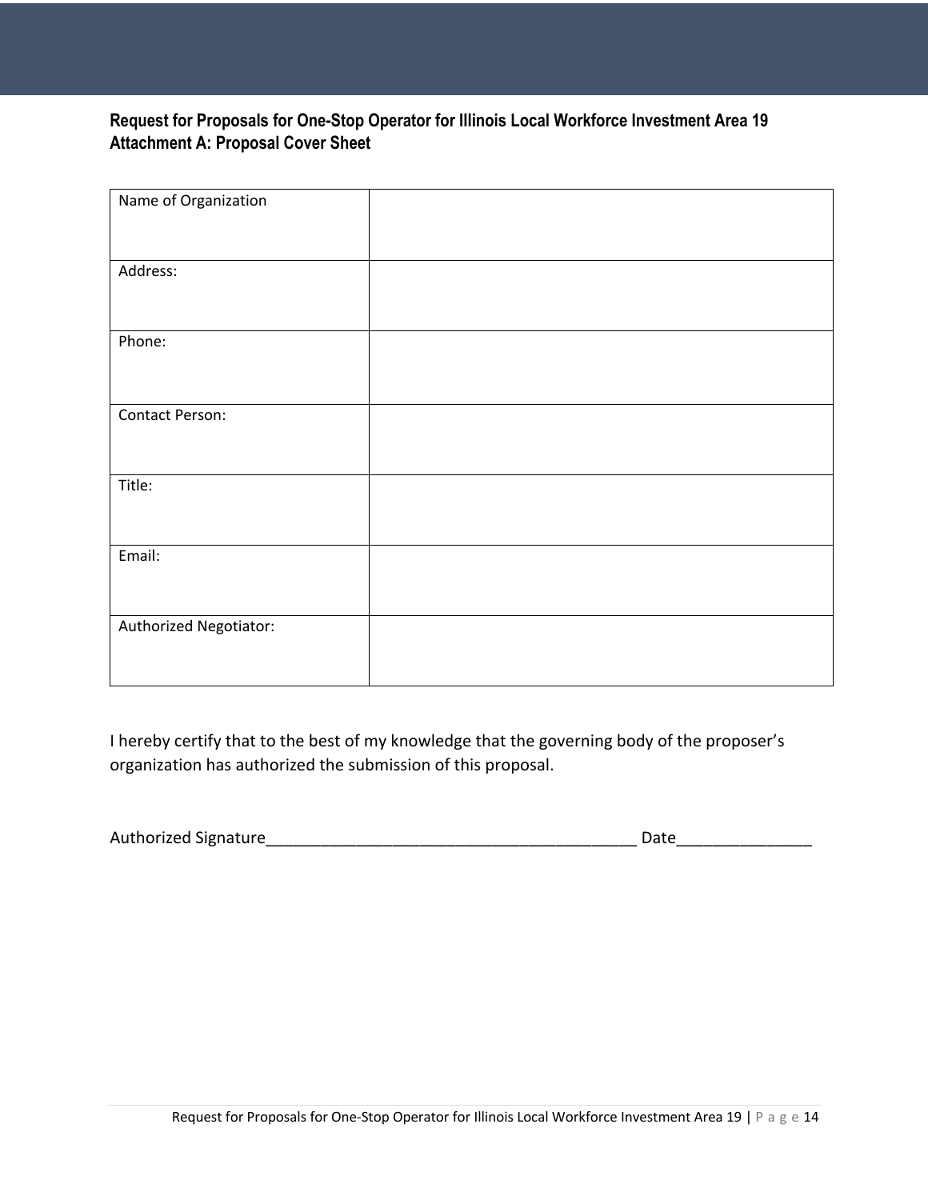**Request for Proposals for One-Stop Operator for Illinois Local Workforce Investment Area 19**
**Attachment A: Proposal Cover Sheet**

| | |
|---|---|
| Name of Organization | |
| Address: | |
| Phone: | |
| Contact Person: | |
| Title: | |
| Email: | |
| Authorized Negotiator: | |

I hereby certify that to the best of my knowledge that the governing body of the proposer's organization has authorized the submission of this proposal.

Authorized Signature_________________________________________ Date_______________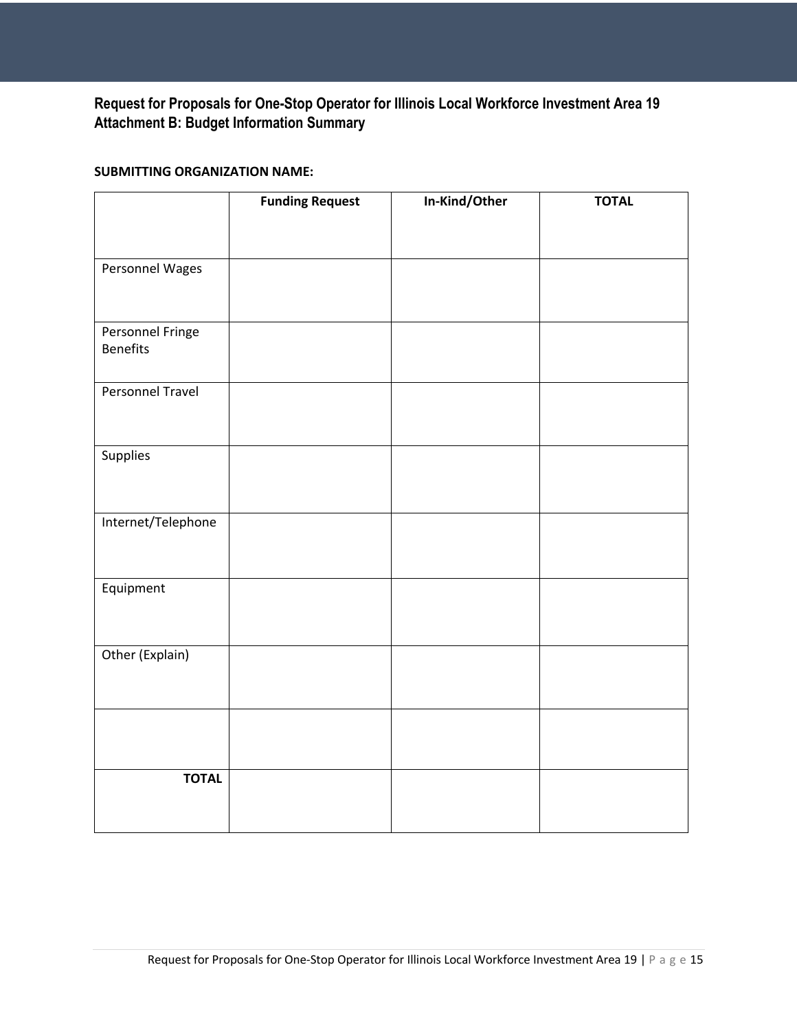**Request for Proposals for One-Stop Operator for Illinois Local Workforce Investment Area 19**
**Attachment B: Budget Information Summary**

**SUBMITTING ORGANIZATION NAME:**

| | **Funding Request** | **In-Kind/Other** | **TOTAL** |
|---|---|---|---|
| Personnel Wages | | | |
| Personnel Fringe Benefits | | | |
| Personnel Travel | | | |
| Supplies | | | |
| Internet/Telephone | | | |
| Equipment | | | |
| Other (Explain) | | | |
| | | | |
| **TOTAL** | | | |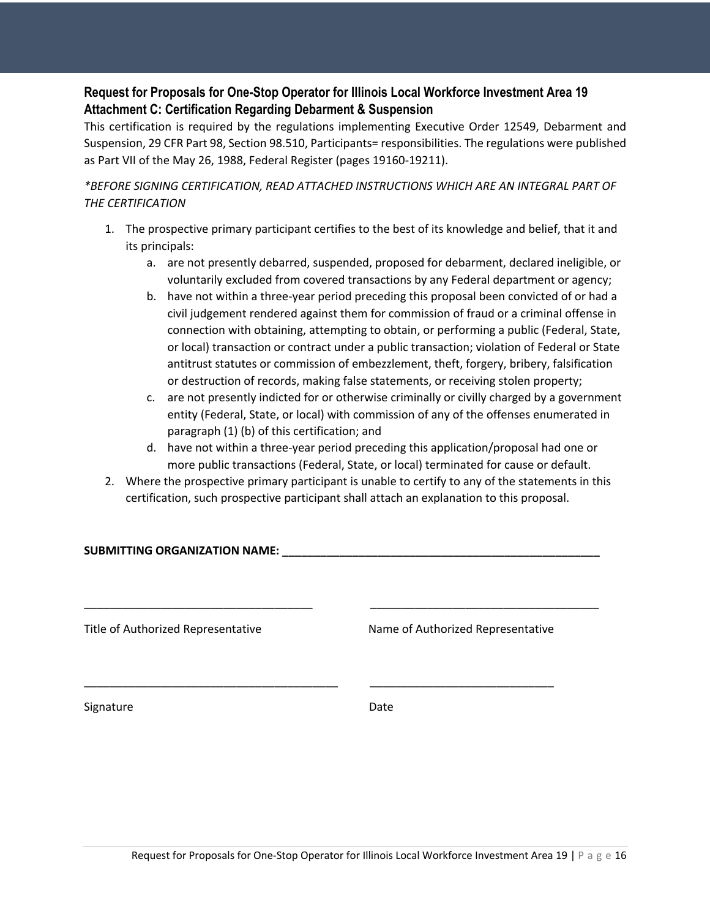## Request for Proposals for One-Stop Operator for Illinois Local Workforce Investment Area 19
## Attachment C: Certification Regarding Debarment & Suspension

This certification is required by the regulations implementing Executive Order 12549, Debarment and Suspension, 29 CFR Part 98, Section 98.510, Participants= responsibilities. The regulations were published as Part VII of the May 26, 1988, Federal Register (pages 19160-19211).

*\*BEFORE SIGNING CERTIFICATION, READ ATTACHED INSTRUCTIONS WHICH ARE AN INTEGRAL PART OF THE CERTIFICATION*

1. The prospective primary participant certifies to the best of its knowledge and belief, that it and its principals:
   a. are not presently debarred, suspended, proposed for debarment, declared ineligible, or voluntarily excluded from covered transactions by any Federal department or agency;
   b. have not within a three-year period preceding this proposal been convicted of or had a civil judgement rendered against them for commission of fraud or a criminal offense in connection with obtaining, attempting to obtain, or performing a public (Federal, State, or local) transaction or contract under a public transaction; violation of Federal or State antitrust statutes or commission of embezzlement, theft, forgery, bribery, falsification or destruction of records, making false statements, or receiving stolen property;
   c. are not presently indicted for or otherwise criminally or civilly charged by a government entity (Federal, State, or local) with commission of any of the offenses enumerated in paragraph (1) (b) of this certification; and
   d. have not within a three-year period preceding this application/proposal had one or more public transactions (Federal, State, or local) terminated for cause or default.
2. Where the prospective primary participant is unable to certify to any of the statements in this certification, such prospective participant shall attach an explanation to this proposal.

**SUBMITTING ORGANIZATION NAME: ___________________________________________________**

____________________________________ ____________________________________

Title of Authorized Representative Name of Authorized Representative

________________________________________ _____________________________

Signature Date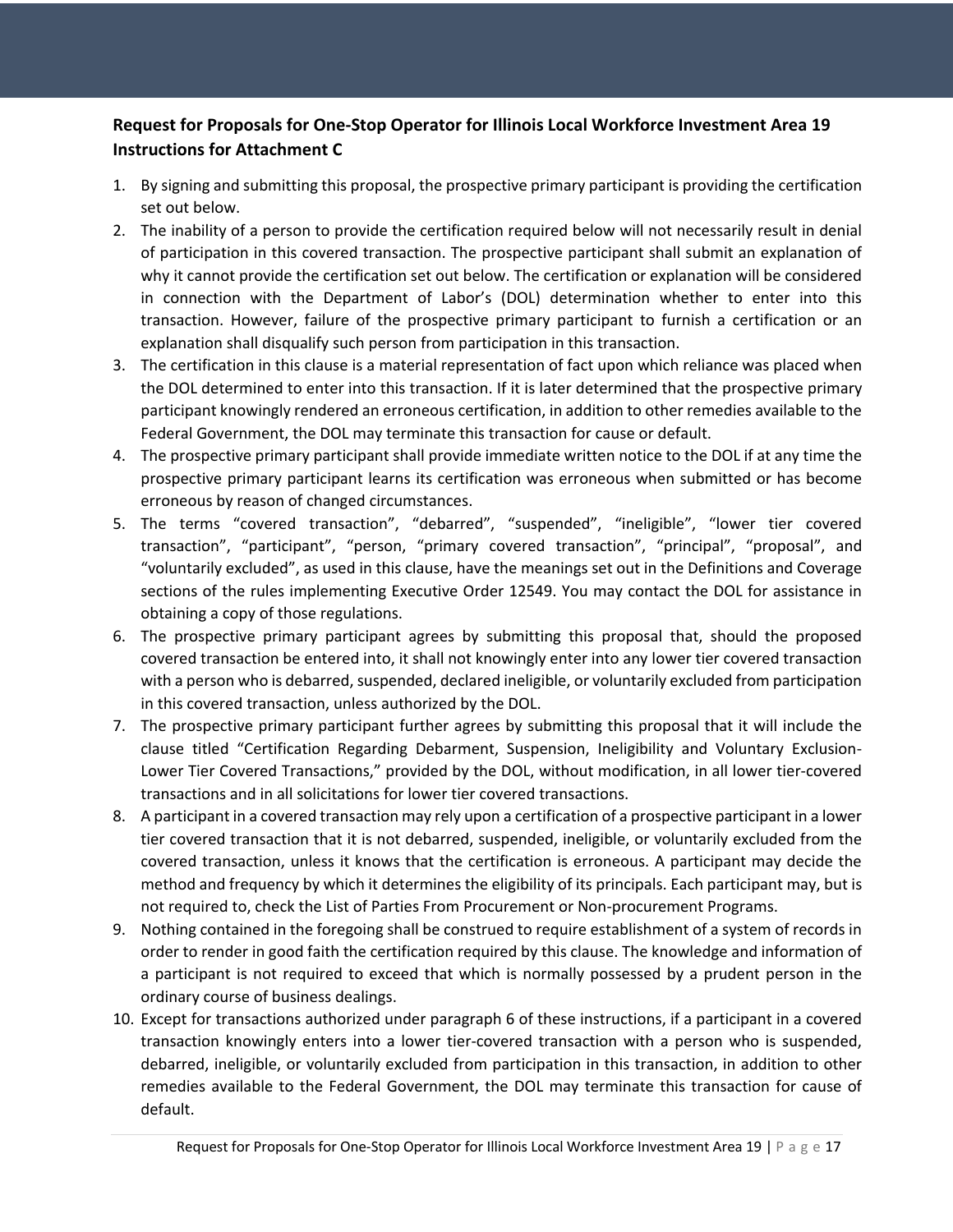**Request for Proposals for One-Stop Operator for Illinois Local Workforce Investment Area 19 Instructions for Attachment C**

1. By signing and submitting this proposal, the prospective primary participant is providing the certification set out below.
2. The inability of a person to provide the certification required below will not necessarily result in denial of participation in this covered transaction. The prospective participant shall submit an explanation of why it cannot provide the certification set out below. The certification or explanation will be considered in connection with the Department of Labor's (DOL) determination whether to enter into this transaction. However, failure of the prospective primary participant to furnish a certification or an explanation shall disqualify such person from participation in this transaction.
3. The certification in this clause is a material representation of fact upon which reliance was placed when the DOL determined to enter into this transaction. If it is later determined that the prospective primary participant knowingly rendered an erroneous certification, in addition to other remedies available to the Federal Government, the DOL may terminate this transaction for cause or default.
4. The prospective primary participant shall provide immediate written notice to the DOL if at any time the prospective primary participant learns its certification was erroneous when submitted or has become erroneous by reason of changed circumstances.
5. The terms "covered transaction", "debarred", "suspended", "ineligible", "lower tier covered transaction", "participant", "person, "primary covered transaction", "principal", "proposal", and "voluntarily excluded", as used in this clause, have the meanings set out in the Definitions and Coverage sections of the rules implementing Executive Order 12549. You may contact the DOL for assistance in obtaining a copy of those regulations.
6. The prospective primary participant agrees by submitting this proposal that, should the proposed covered transaction be entered into, it shall not knowingly enter into any lower tier covered transaction with a person who is debarred, suspended, declared ineligible, or voluntarily excluded from participation in this covered transaction, unless authorized by the DOL.
7. The prospective primary participant further agrees by submitting this proposal that it will include the clause titled "Certification Regarding Debarment, Suspension, Ineligibility and Voluntary Exclusion-Lower Tier Covered Transactions," provided by the DOL, without modification, in all lower tier-covered transactions and in all solicitations for lower tier covered transactions.
8. A participant in a covered transaction may rely upon a certification of a prospective participant in a lower tier covered transaction that it is not debarred, suspended, ineligible, or voluntarily excluded from the covered transaction, unless it knows that the certification is erroneous. A participant may decide the method and frequency by which it determines the eligibility of its principals. Each participant may, but is not required to, check the List of Parties From Procurement or Non-procurement Programs.
9. Nothing contained in the foregoing shall be construed to require establishment of a system of records in order to render in good faith the certification required by this clause. The knowledge and information of a participant is not required to exceed that which is normally possessed by a prudent person in the ordinary course of business dealings.
10. Except for transactions authorized under paragraph 6 of these instructions, if a participant in a covered transaction knowingly enters into a lower tier-covered transaction with a person who is suspended, debarred, ineligible, or voluntarily excluded from participation in this transaction, in addition to other remedies available to the Federal Government, the DOL may terminate this transaction for cause of default.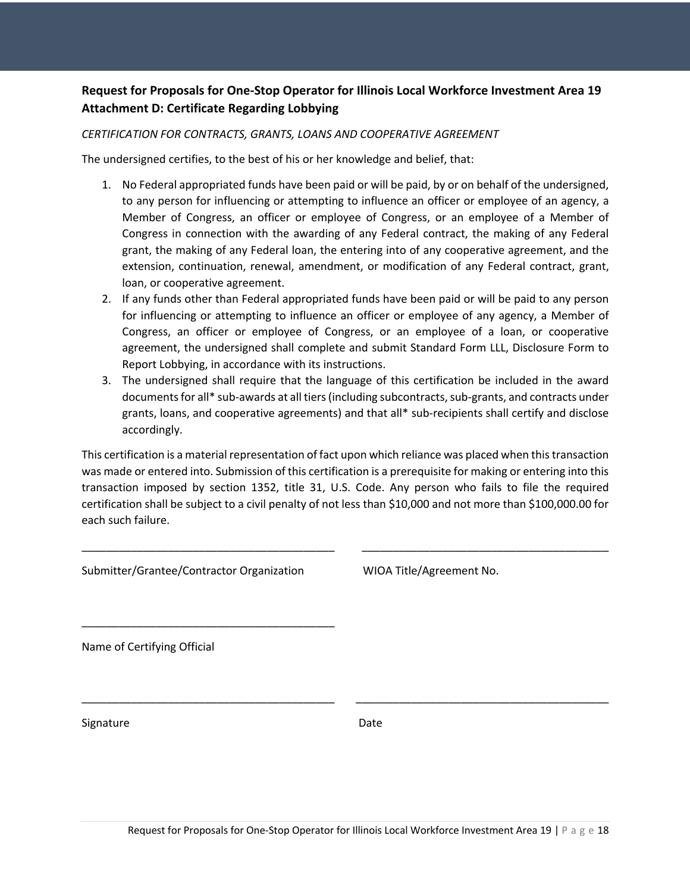**Request for Proposals for One-Stop Operator for Illinois Local Workforce Investment Area 19**
**Attachment D: Certificate Regarding Lobbying**

*CERTIFICATION FOR CONTRACTS, GRANTS, LOANS AND COOPERATIVE AGREEMENT*

The undersigned certifies, to the best of his or her knowledge and belief, that:

1. No Federal appropriated funds have been paid or will be paid, by or on behalf of the undersigned, to any person for influencing or attempting to influence an officer or employee of an agency, a Member of Congress, an officer or employee of Congress, or an employee of a Member of Congress in connection with the awarding of any Federal contract, the making of any Federal grant, the making of any Federal loan, the entering into of any cooperative agreement, and the extension, continuation, renewal, amendment, or modification of any Federal contract, grant, loan, or cooperative agreement.
2. If any funds other than Federal appropriated funds have been paid or will be paid to any person for influencing or attempting to influence an officer or employee of any agency, a Member of Congress, an officer or employee of Congress, or an employee of a loan, or cooperative agreement, the undersigned shall complete and submit Standard Form LLL, Disclosure Form to Report Lobbying, in accordance with its instructions.
3. The undersigned shall require that the language of this certification be included in the award documents for all* sub-awards at all tiers (including subcontracts, sub-grants, and contracts under grants, loans, and cooperative agreements) and that all* sub-recipients shall certify and disclose accordingly.

This certification is a material representation of fact upon which reliance was placed when this transaction was made or entered into. Submission of this certification is a prerequisite for making or entering into this transaction imposed by section 1352, title 31, U.S. Code. Any person who fails to file the required certification shall be subject to a civil penalty of not less than $10,000 and not more than $100,000.00 for each such failure.

\_\_\_\_\_\_\_\_\_\_\_\_\_\_\_\_\_\_\_\_\_\_\_\_\_\_\_\_\_\_\_\_\_\_\_\_\_\_\_\_ \_\_\_\_\_\_\_\_\_\_\_\_\_\_\_\_\_\_\_\_\_\_\_\_\_\_\_\_\_\_\_\_\_\_\_\_\_\_\_\_

Submitter/Grantee/Contractor Organization WIOA Title/Agreement No.

\_\_\_\_\_\_\_\_\_\_\_\_\_\_\_\_\_\_\_\_\_\_\_\_\_\_\_\_\_\_\_\_\_\_\_\_\_\_\_\_

Name of Certifying Official

\_\_\_\_\_\_\_\_\_\_\_\_\_\_\_\_\_\_\_\_\_\_\_\_\_\_\_\_\_\_\_\_\_\_\_\_\_\_\_\_ \_\_\_\_\_\_\_\_\_\_\_\_\_\_\_\_\_\_\_\_\_\_\_\_\_\_\_\_\_\_\_\_\_\_\_\_\_\_\_\_

Signature Date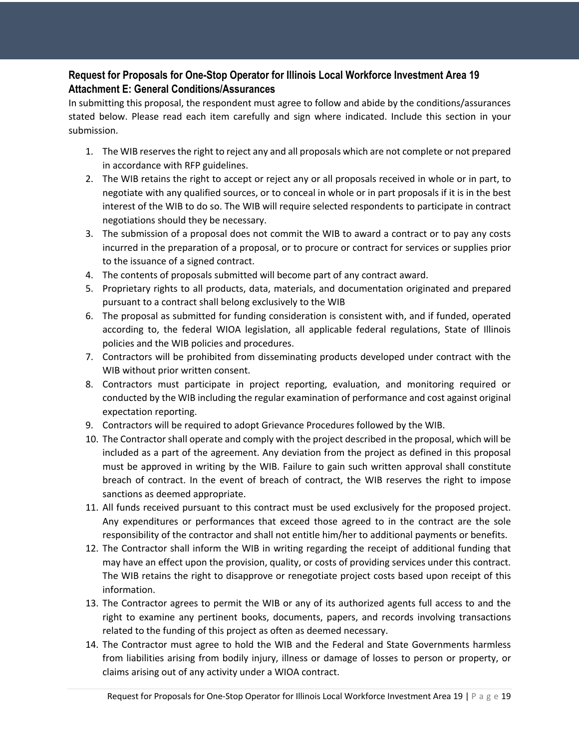## Request for Proposals for One-Stop Operator for Illinois Local Workforce Investment Area 19
## Attachment E: General Conditions/Assurances

In submitting this proposal, the respondent must agree to follow and abide by the conditions/assurances stated below. Please read each item carefully and sign where indicated. Include this section in your submission.

1. The WIB reserves the right to reject any and all proposals which are not complete or not prepared in accordance with RFP guidelines.
2. The WIB retains the right to accept or reject any or all proposals received in whole or in part, to negotiate with any qualified sources, or to conceal in whole or in part proposals if it is in the best interest of the WIB to do so. The WIB will require selected respondents to participate in contract negotiations should they be necessary.
3. The submission of a proposal does not commit the WIB to award a contract or to pay any costs incurred in the preparation of a proposal, or to procure or contract for services or supplies prior to the issuance of a signed contract.
4. The contents of proposals submitted will become part of any contract award.
5. Proprietary rights to all products, data, materials, and documentation originated and prepared pursuant to a contract shall belong exclusively to the WIB
6. The proposal as submitted for funding consideration is consistent with, and if funded, operated according to, the federal WIOA legislation, all applicable federal regulations, State of Illinois policies and the WIB policies and procedures.
7. Contractors will be prohibited from disseminating products developed under contract with the WIB without prior written consent.
8. Contractors must participate in project reporting, evaluation, and monitoring required or conducted by the WIB including the regular examination of performance and cost against original expectation reporting.
9. Contractors will be required to adopt Grievance Procedures followed by the WIB.
10. The Contractor shall operate and comply with the project described in the proposal, which will be included as a part of the agreement. Any deviation from the project as defined in this proposal must be approved in writing by the WIB. Failure to gain such written approval shall constitute breach of contract. In the event of breach of contract, the WIB reserves the right to impose sanctions as deemed appropriate.
11. All funds received pursuant to this contract must be used exclusively for the proposed project. Any expenditures or performances that exceed those agreed to in the contract are the sole responsibility of the contractor and shall not entitle him/her to additional payments or benefits.
12. The Contractor shall inform the WIB in writing regarding the receipt of additional funding that may have an effect upon the provision, quality, or costs of providing services under this contract. The WIB retains the right to disapprove or renegotiate project costs based upon receipt of this information.
13. The Contractor agrees to permit the WIB or any of its authorized agents full access to and the right to examine any pertinent books, documents, papers, and records involving transactions related to the funding of this project as often as deemed necessary.
14. The Contractor must agree to hold the WIB and the Federal and State Governments harmless from liabilities arising from bodily injury, illness or damage of losses to person or property, or claims arising out of any activity under a WIOA contract.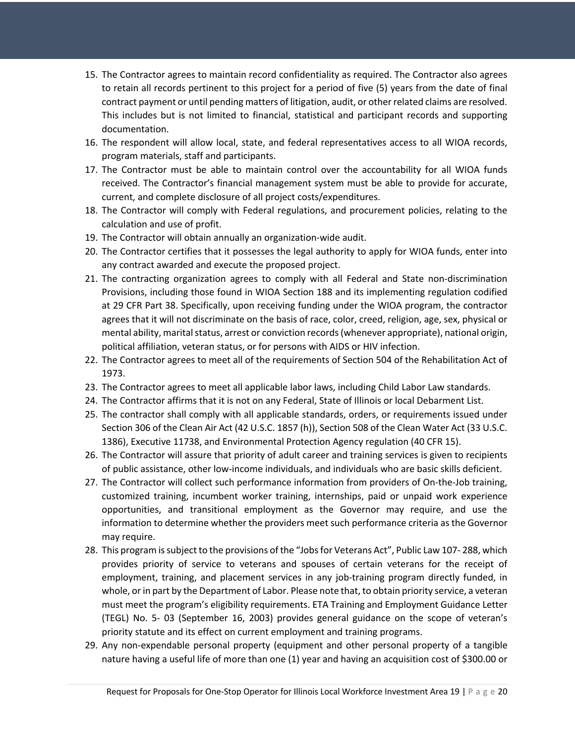15. The Contractor agrees to maintain record confidentiality as required. The Contractor also agrees to retain all records pertinent to this project for a period of five (5) years from the date of final contract payment or until pending matters of litigation, audit, or other related claims are resolved. This includes but is not limited to financial, statistical and participant records and supporting documentation.
16. The respondent will allow local, state, and federal representatives access to all WIOA records, program materials, staff and participants.
17. The Contractor must be able to maintain control over the accountability for all WIOA funds received. The Contractor's financial management system must be able to provide for accurate, current, and complete disclosure of all project costs/expenditures.
18. The Contractor will comply with Federal regulations, and procurement policies, relating to the calculation and use of profit.
19. The Contractor will obtain annually an organization-wide audit.
20. The Contractor certifies that it possesses the legal authority to apply for WIOA funds, enter into any contract awarded and execute the proposed project.
21. The contracting organization agrees to comply with all Federal and State non-discrimination Provisions, including those found in WIOA Section 188 and its implementing regulation codified at 29 CFR Part 38. Specifically, upon receiving funding under the WIOA program, the contractor agrees that it will not discriminate on the basis of race, color, creed, religion, age, sex, physical or mental ability, marital status, arrest or conviction records (whenever appropriate), national origin, political affiliation, veteran status, or for persons with AIDS or HIV infection.
22. The Contractor agrees to meet all of the requirements of Section 504 of the Rehabilitation Act of 1973.
23. The Contractor agrees to meet all applicable labor laws, including Child Labor Law standards.
24. The Contractor affirms that it is not on any Federal, State of Illinois or local Debarment List.
25. The contractor shall comply with all applicable standards, orders, or requirements issued under Section 306 of the Clean Air Act (42 U.S.C. 1857 (h)), Section 508 of the Clean Water Act (33 U.S.C. 1386), Executive 11738, and Environmental Protection Agency regulation (40 CFR 15).
26. The Contractor will assure that priority of adult career and training services is given to recipients of public assistance, other low-income individuals, and individuals who are basic skills deficient.
27. The Contractor will collect such performance information from providers of On-the-Job training, customized training, incumbent worker training, internships, paid or unpaid work experience opportunities, and transitional employment as the Governor may require, and use the information to determine whether the providers meet such performance criteria as the Governor may require.
28. This program is subject to the provisions of the "Jobs for Veterans Act", Public Law 107- 288, which provides priority of service to veterans and spouses of certain veterans for the receipt of employment, training, and placement services in any job-training program directly funded, in whole, or in part by the Department of Labor. Please note that, to obtain priority service, a veteran must meet the program's eligibility requirements. ETA Training and Employment Guidance Letter (TEGL) No. 5- 03 (September 16, 2003) provides general guidance on the scope of veteran's priority statute and its effect on current employment and training programs.
29. Any non-expendable personal property (equipment and other personal property of a tangible nature having a useful life of more than one (1) year and having an acquisition cost of $300.00 or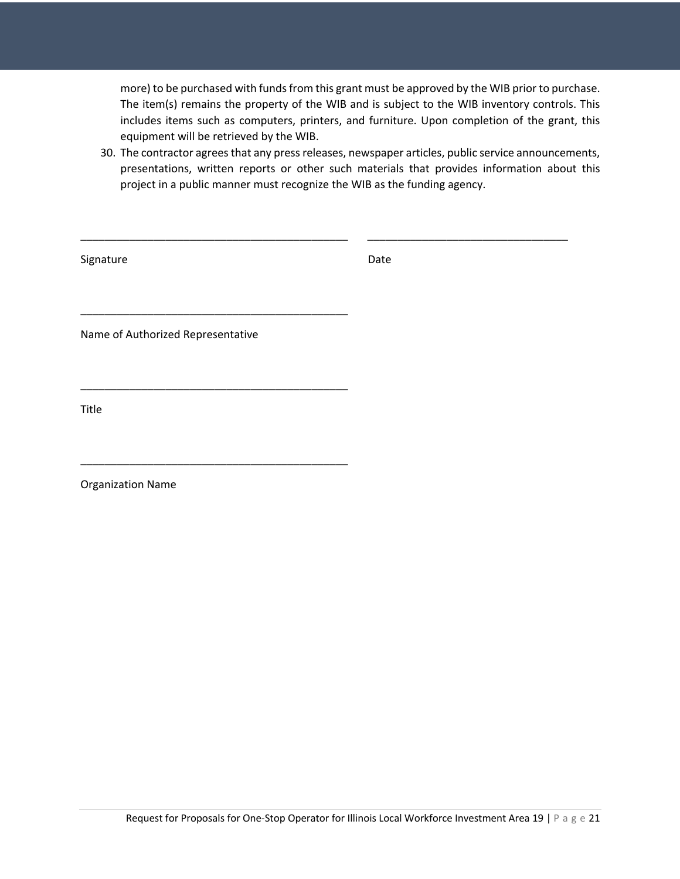more) to be purchased with funds from this grant must be approved by the WIB prior to purchase. The item(s) remains the property of the WIB and is subject to the WIB inventory controls. This includes items such as computers, printers, and furniture. Upon completion of the grant, this equipment will be retrieved by the WIB.

30. The contractor agrees that any press releases, newspaper articles, public service announcements, presentations, written reports or other such materials that provides information about this project in a public manner must recognize the WIB as the funding agency.

_____________________________________________ &nbsp;&nbsp;&nbsp; _________________________________

Signature &nbsp;&nbsp;&nbsp;&nbsp;&nbsp;&nbsp;&nbsp;&nbsp;&nbsp;&nbsp;&nbsp;&nbsp;&nbsp;&nbsp;&nbsp;&nbsp;&nbsp;&nbsp;&nbsp;&nbsp;&nbsp;&nbsp;&nbsp;&nbsp;&nbsp;&nbsp;&nbsp;&nbsp;&nbsp;&nbsp;&nbsp;&nbsp;&nbsp;&nbsp;&nbsp;&nbsp;&nbsp;&nbsp;&nbsp;&nbsp;&nbsp;&nbsp;&nbsp;&nbsp; Date

_____________________________________________

Name of Authorized Representative

_____________________________________________

Title

_____________________________________________

Organization Name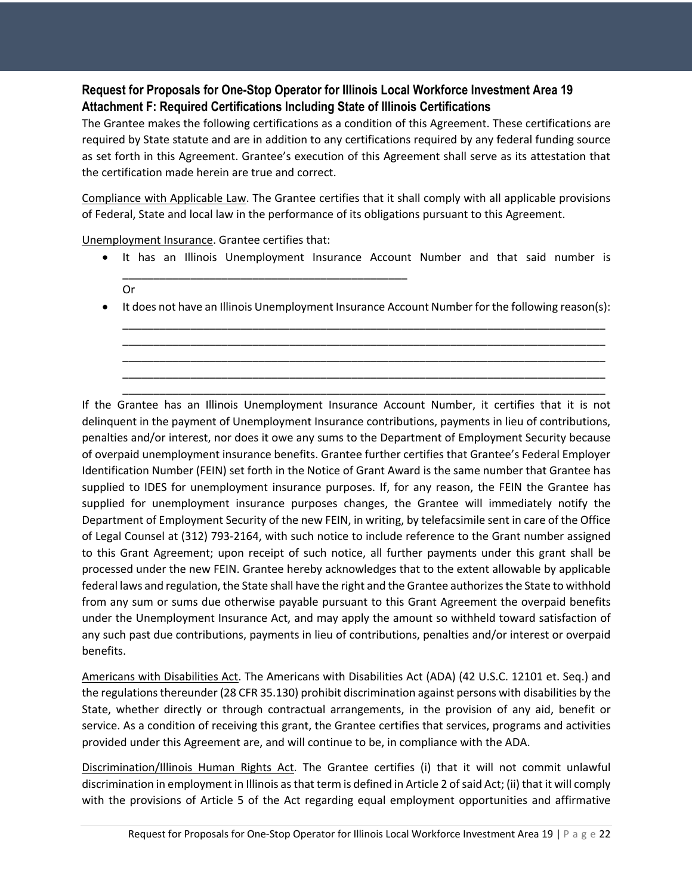**Request for Proposals for One-Stop Operator for Illinois Local Workforce Investment Area 19**
**Attachment F: Required Certifications Including State of Illinois Certifications**

The Grantee makes the following certifications as a condition of this Agreement. These certifications are required by State statute and are in addition to any certifications required by any federal funding source as set forth in this Agreement. Grantee's execution of this Agreement shall serve as its attestation that the certification made herein are true and correct.

Compliance with Applicable Law. The Grantee certifies that it shall comply with all applicable provisions of Federal, State and local law in the performance of its obligations pursuant to this Agreement.

Unemployment Insurance. Grantee certifies that:

- It has an Illinois Unemployment Insurance Account Number and that said number is ______________________________________________

  Or

- It does not have an Illinois Unemployment Insurance Account Number for the following reason(s):
  ______________________________________________________________________________
  ______________________________________________________________________________
  ______________________________________________________________________________
  ______________________________________________________________________________
  ______________________________________________________________________________

If the Grantee has an Illinois Unemployment Insurance Account Number, it certifies that it is not delinquent in the payment of Unemployment Insurance contributions, payments in lieu of contributions, penalties and/or interest, nor does it owe any sums to the Department of Employment Security because of overpaid unemployment insurance benefits. Grantee further certifies that Grantee's Federal Employer Identification Number (FEIN) set forth in the Notice of Grant Award is the same number that Grantee has supplied to IDES for unemployment insurance purposes. If, for any reason, the FEIN the Grantee has supplied for unemployment insurance purposes changes, the Grantee will immediately notify the Department of Employment Security of the new FEIN, in writing, by telefacsimile sent in care of the Office of Legal Counsel at (312) 793-2164, with such notice to include reference to the Grant number assigned to this Grant Agreement; upon receipt of such notice, all further payments under this grant shall be processed under the new FEIN. Grantee hereby acknowledges that to the extent allowable by applicable federal laws and regulation, the State shall have the right and the Grantee authorizes the State to withhold from any sum or sums due otherwise payable pursuant to this Grant Agreement the overpaid benefits under the Unemployment Insurance Act, and may apply the amount so withheld toward satisfaction of any such past due contributions, payments in lieu of contributions, penalties and/or interest or overpaid benefits.

Americans with Disabilities Act. The Americans with Disabilities Act (ADA) (42 U.S.C. 12101 et. Seq.) and the regulations thereunder (28 CFR 35.130) prohibit discrimination against persons with disabilities by the State, whether directly or through contractual arrangements, in the provision of any aid, benefit or service. As a condition of receiving this grant, the Grantee certifies that services, programs and activities provided under this Agreement are, and will continue to be, in compliance with the ADA.

Discrimination/Illinois Human Rights Act. The Grantee certifies (i) that it will not commit unlawful discrimination in employment in Illinois as that term is defined in Article 2 of said Act; (ii) that it will comply with the provisions of Article 5 of the Act regarding equal employment opportunities and affirmative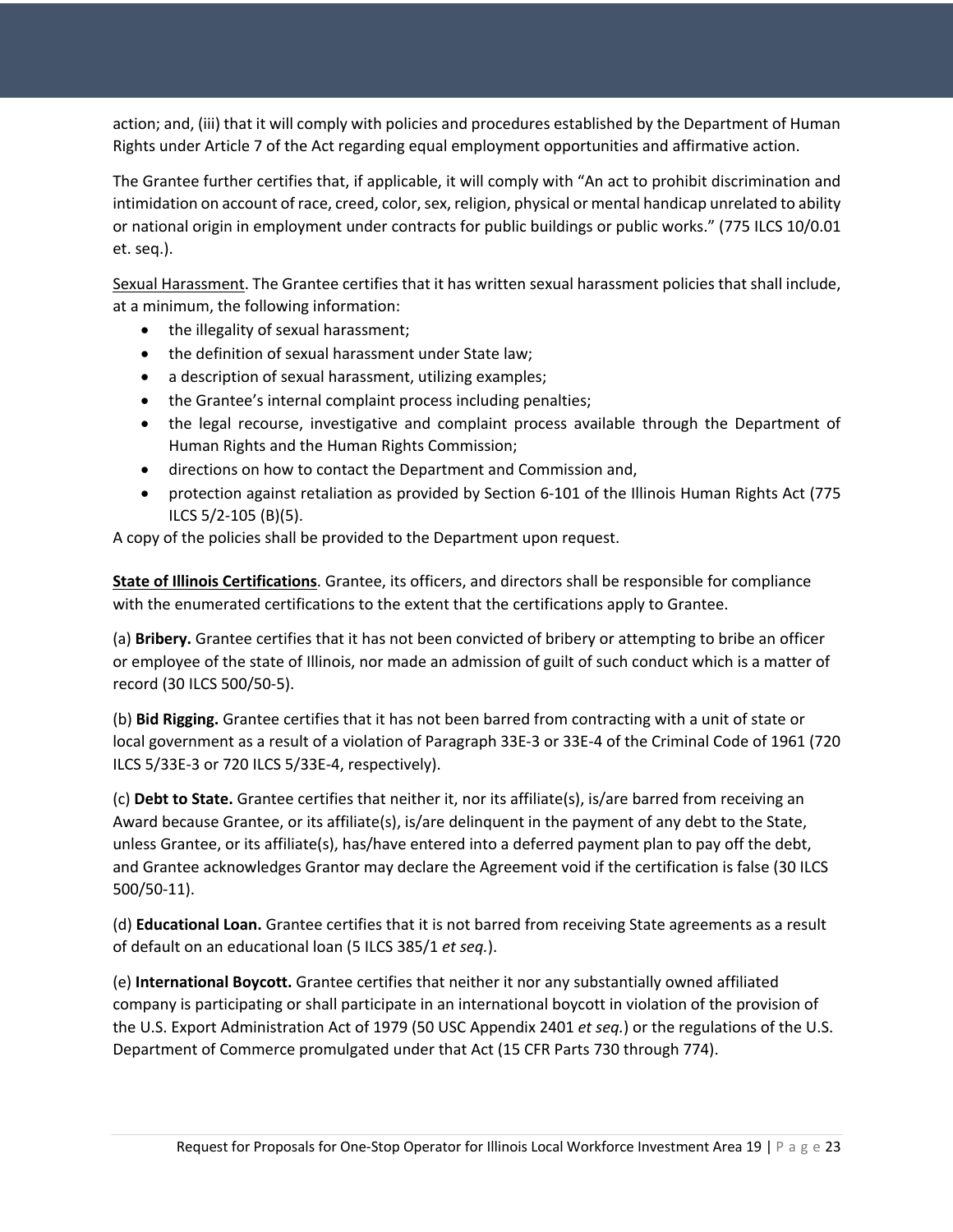action; and, (iii) that it will comply with policies and procedures established by the Department of Human Rights under Article 7 of the Act regarding equal employment opportunities and affirmative action.

The Grantee further certifies that, if applicable, it will comply with "An act to prohibit discrimination and intimidation on account of race, creed, color, sex, religion, physical or mental handicap unrelated to ability or national origin in employment under contracts for public buildings or public works." (775 ILCS 10/0.01 et. seq.).

Sexual Harassment. The Grantee certifies that it has written sexual harassment policies that shall include, at a minimum, the following information:

- the illegality of sexual harassment;
- the definition of sexual harassment under State law;
- a description of sexual harassment, utilizing examples;
- the Grantee's internal complaint process including penalties;
- the legal recourse, investigative and complaint process available through the Department of Human Rights and the Human Rights Commission;
- directions on how to contact the Department and Commission and,
- protection against retaliation as provided by Section 6-101 of the Illinois Human Rights Act (775 ILCS 5/2-105 (B)(5).

A copy of the policies shall be provided to the Department upon request.

**State of Illinois Certifications**. Grantee, its officers, and directors shall be responsible for compliance with the enumerated certifications to the extent that the certifications apply to Grantee.

(a) **Bribery.** Grantee certifies that it has not been convicted of bribery or attempting to bribe an officer or employee of the state of Illinois, nor made an admission of guilt of such conduct which is a matter of record (30 ILCS 500/50-5).

(b) **Bid Rigging.** Grantee certifies that it has not been barred from contracting with a unit of state or local government as a result of a violation of Paragraph 33E-3 or 33E-4 of the Criminal Code of 1961 (720 ILCS 5/33E-3 or 720 ILCS 5/33E-4, respectively).

(c) **Debt to State.** Grantee certifies that neither it, nor its affiliate(s), is/are barred from receiving an Award because Grantee, or its affiliate(s), is/are delinquent in the payment of any debt to the State, unless Grantee, or its affiliate(s), has/have entered into a deferred payment plan to pay off the debt, and Grantee acknowledges Grantor may declare the Agreement void if the certification is false (30 ILCS 500/50-11).

(d) **Educational Loan.** Grantee certifies that it is not barred from receiving State agreements as a result of default on an educational loan (5 ILCS 385/1 *et seq.*).

(e) **International Boycott.** Grantee certifies that neither it nor any substantially owned affiliated company is participating or shall participate in an international boycott in violation of the provision of the U.S. Export Administration Act of 1979 (50 USC Appendix 2401 *et seq.*) or the regulations of the U.S. Department of Commerce promulgated under that Act (15 CFR Parts 730 through 774).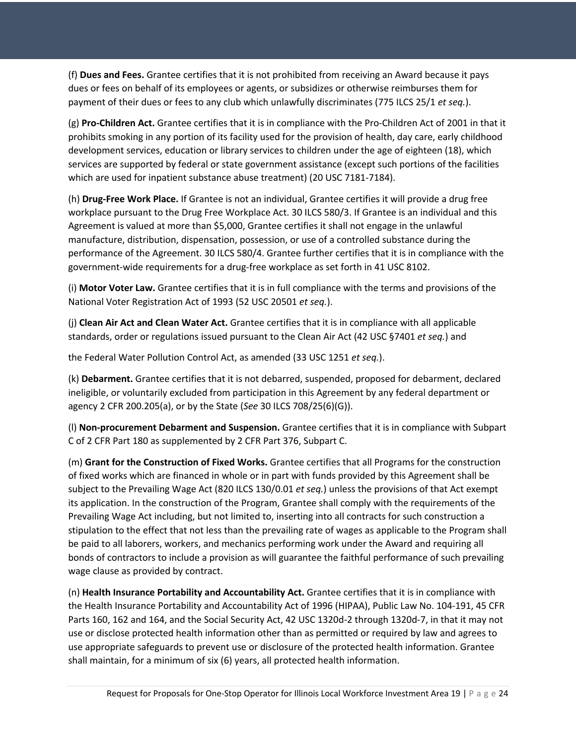(f) **Dues and Fees.** Grantee certifies that it is not prohibited from receiving an Award because it pays dues or fees on behalf of its employees or agents, or subsidizes or otherwise reimburses them for payment of their dues or fees to any club which unlawfully discriminates (775 ILCS 25/1 *et seq.*).

(g) **Pro-Children Act.** Grantee certifies that it is in compliance with the Pro-Children Act of 2001 in that it prohibits smoking in any portion of its facility used for the provision of health, day care, early childhood development services, education or library services to children under the age of eighteen (18), which services are supported by federal or state government assistance (except such portions of the facilities which are used for inpatient substance abuse treatment) (20 USC 7181-7184).

(h) **Drug-Free Work Place.** If Grantee is not an individual, Grantee certifies it will provide a drug free workplace pursuant to the Drug Free Workplace Act. 30 ILCS 580/3. If Grantee is an individual and this Agreement is valued at more than $5,000, Grantee certifies it shall not engage in the unlawful manufacture, distribution, dispensation, possession, or use of a controlled substance during the performance of the Agreement. 30 ILCS 580/4. Grantee further certifies that it is in compliance with the government-wide requirements for a drug-free workplace as set forth in 41 USC 8102.

(i) **Motor Voter Law.** Grantee certifies that it is in full compliance with the terms and provisions of the National Voter Registration Act of 1993 (52 USC 20501 *et seq.*).

(j) **Clean Air Act and Clean Water Act.** Grantee certifies that it is in compliance with all applicable standards, order or regulations issued pursuant to the Clean Air Act (42 USC §7401 *et seq.*) and

the Federal Water Pollution Control Act, as amended (33 USC 1251 *et seq.*).

(k) **Debarment.** Grantee certifies that it is not debarred, suspended, proposed for debarment, declared ineligible, or voluntarily excluded from participation in this Agreement by any federal department or agency 2 CFR 200.205(a), or by the State (*See* 30 ILCS 708/25(6)(G)).

(l) **Non-procurement Debarment and Suspension.** Grantee certifies that it is in compliance with Subpart C of 2 CFR Part 180 as supplemented by 2 CFR Part 376, Subpart C.

(m) **Grant for the Construction of Fixed Works.** Grantee certifies that all Programs for the construction of fixed works which are financed in whole or in part with funds provided by this Agreement shall be subject to the Prevailing Wage Act (820 ILCS 130/0.01 *et seq.*) unless the provisions of that Act exempt its application. In the construction of the Program, Grantee shall comply with the requirements of the Prevailing Wage Act including, but not limited to, inserting into all contracts for such construction a stipulation to the effect that not less than the prevailing rate of wages as applicable to the Program shall be paid to all laborers, workers, and mechanics performing work under the Award and requiring all bonds of contractors to include a provision as will guarantee the faithful performance of such prevailing wage clause as provided by contract.

(n) **Health Insurance Portability and Accountability Act.** Grantee certifies that it is in compliance with the Health Insurance Portability and Accountability Act of 1996 (HIPAA), Public Law No. 104-191, 45 CFR Parts 160, 162 and 164, and the Social Security Act, 42 USC 1320d-2 through 1320d-7, in that it may not use or disclose protected health information other than as permitted or required by law and agrees to use appropriate safeguards to prevent use or disclosure of the protected health information. Grantee shall maintain, for a minimum of six (6) years, all protected health information.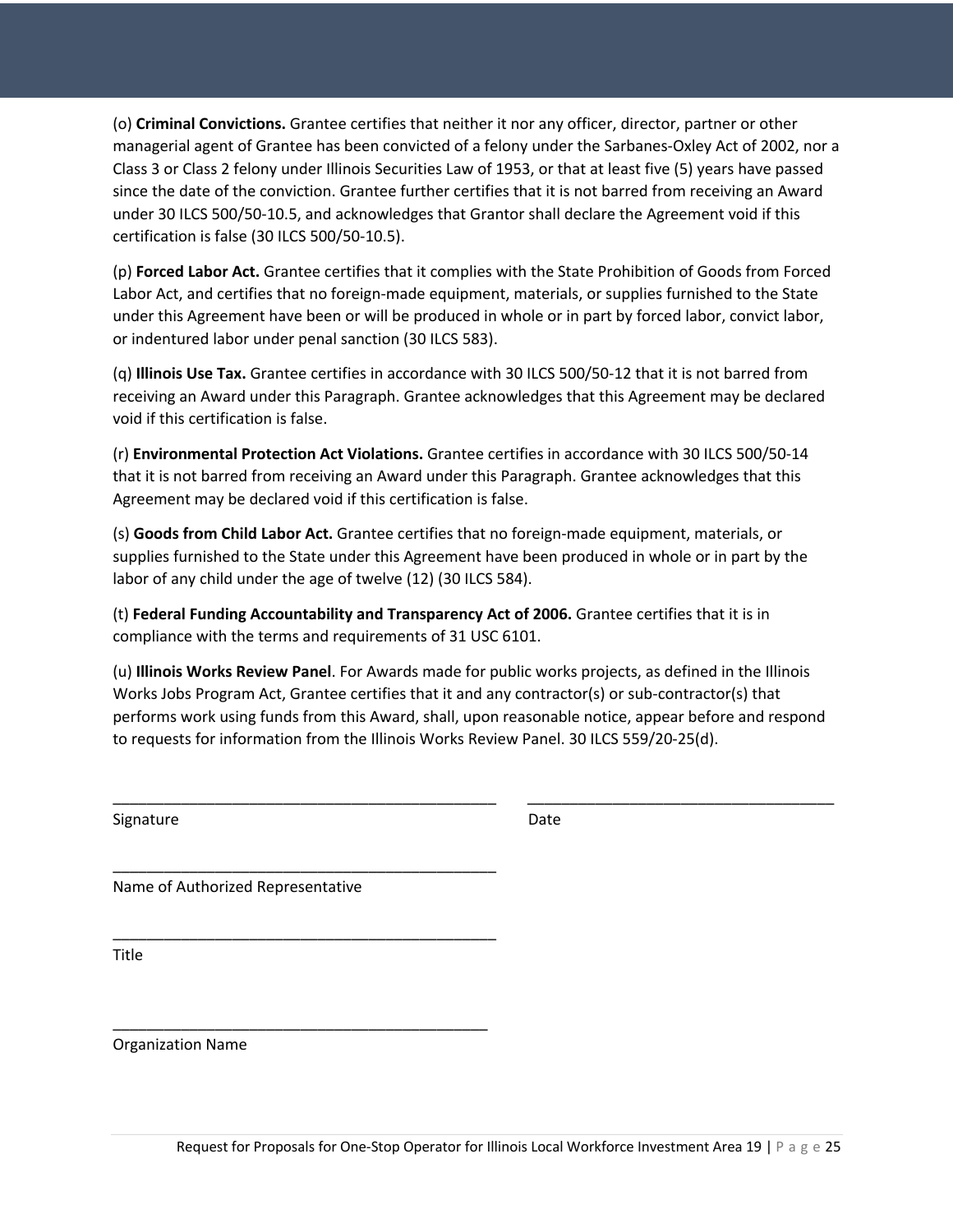(o) **Criminal Convictions.** Grantee certifies that neither it nor any officer, director, partner or other managerial agent of Grantee has been convicted of a felony under the Sarbanes-Oxley Act of 2002, nor a Class 3 or Class 2 felony under Illinois Securities Law of 1953, or that at least five (5) years have passed since the date of the conviction. Grantee further certifies that it is not barred from receiving an Award under 30 ILCS 500/50-10.5, and acknowledges that Grantor shall declare the Agreement void if this certification is false (30 ILCS 500/50-10.5).

(p) **Forced Labor Act.** Grantee certifies that it complies with the State Prohibition of Goods from Forced Labor Act, and certifies that no foreign-made equipment, materials, or supplies furnished to the State under this Agreement have been or will be produced in whole or in part by forced labor, convict labor, or indentured labor under penal sanction (30 ILCS 583).

(q) **Illinois Use Tax.** Grantee certifies in accordance with 30 ILCS 500/50-12 that it is not barred from receiving an Award under this Paragraph. Grantee acknowledges that this Agreement may be declared void if this certification is false.

(r) **Environmental Protection Act Violations.** Grantee certifies in accordance with 30 ILCS 500/50-14 that it is not barred from receiving an Award under this Paragraph. Grantee acknowledges that this Agreement may be declared void if this certification is false.

(s) **Goods from Child Labor Act.** Grantee certifies that no foreign-made equipment, materials, or supplies furnished to the State under this Agreement have been produced in whole or in part by the labor of any child under the age of twelve (12) (30 ILCS 584).

(t) **Federal Funding Accountability and Transparency Act of 2006.** Grantee certifies that it is in compliance with the terms and requirements of 31 USC 6101.

(u) **Illinois Works Review Panel**. For Awards made for public works projects, as defined in the Illinois Works Jobs Program Act, Grantee certifies that it and any contractor(s) or sub-contractor(s) that performs work using funds from this Award, shall, upon reasonable notice, appear before and respond to requests for information from the Illinois Works Review Panel. 30 ILCS 559/20-25(d).

_____________________________________________ &nbsp;&nbsp;&nbsp; ___________________________________

Signature &nbsp;&nbsp;&nbsp;&nbsp;&nbsp;&nbsp;&nbsp;&nbsp;&nbsp;&nbsp;&nbsp;&nbsp;&nbsp;&nbsp;&nbsp;&nbsp;&nbsp;&nbsp;&nbsp;&nbsp;&nbsp;&nbsp;&nbsp;&nbsp;&nbsp;&nbsp;&nbsp;&nbsp;&nbsp;&nbsp;&nbsp;&nbsp; Date

_____________________________________________

Name of Authorized Representative

_____________________________________________

Title

_____________________________________________

Organization Name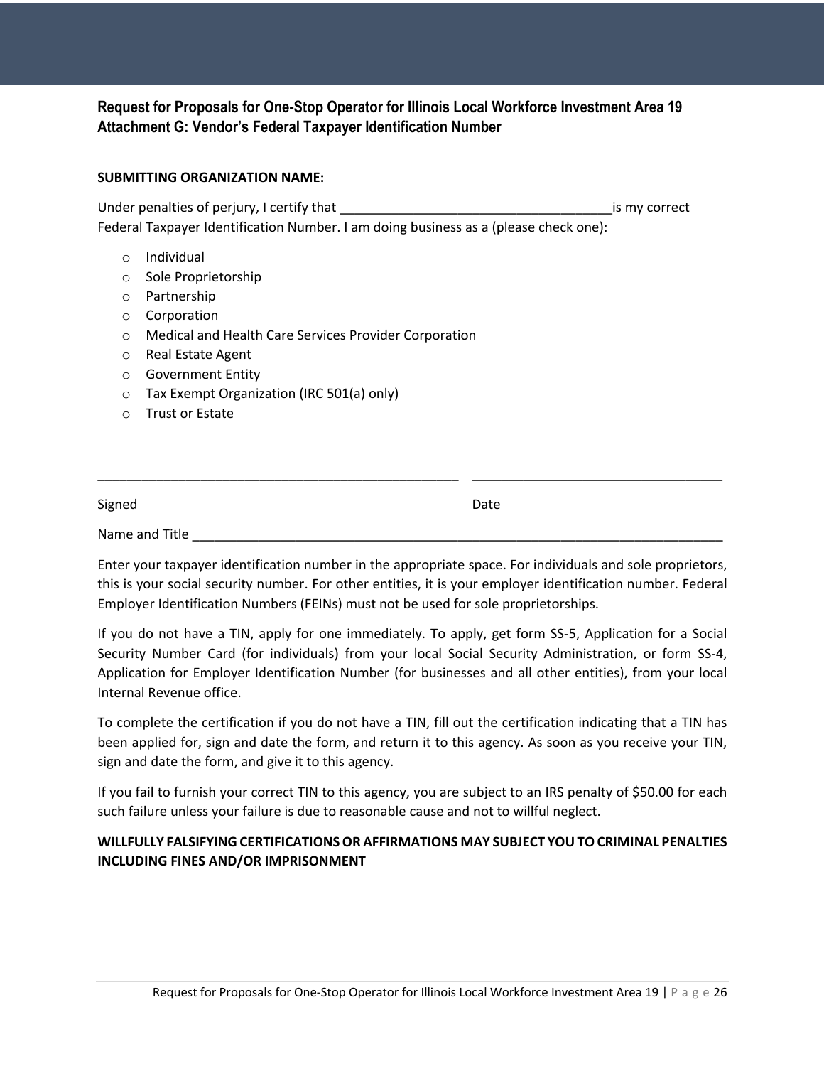## Request for Proposals for One-Stop Operator for Illinois Local Workforce Investment Area 19
## Attachment G: Vendor's Federal Taxpayer Identification Number

**SUBMITTING ORGANIZATION NAME:**

Under penalties of perjury, I certify that _____________________________________is my correct Federal Taxpayer Identification Number. I am doing business as a (please check one):

- Individual
- Sole Proprietorship
- Partnership
- Corporation
- Medical and Health Care Services Provider Corporation
- Real Estate Agent
- Government Entity
- Tax Exempt Organization (IRC 501(a) only)
- Trust or Estate

_________________________________________________ _________________________________

Signed Date

Name and Title ___________________________________________________________________________

Enter your taxpayer identification number in the appropriate space. For individuals and sole proprietors, this is your social security number. For other entities, it is your employer identification number. Federal Employer Identification Numbers (FEINs) must not be used for sole proprietorships.

If you do not have a TIN, apply for one immediately. To apply, get form SS-5, Application for a Social Security Number Card (for individuals) from your local Social Security Administration, or form SS-4, Application for Employer Identification Number (for businesses and all other entities), from your local Internal Revenue office.

To complete the certification if you do not have a TIN, fill out the certification indicating that a TIN has been applied for, sign and date the form, and return it to this agency. As soon as you receive your TIN, sign and date the form, and give it to this agency.

If you fail to furnish your correct TIN to this agency, you are subject to an IRS penalty of $50.00 for each such failure unless your failure is due to reasonable cause and not to willful neglect.

**WILLFULLY FALSIFYING CERTIFICATIONS OR AFFIRMATIONS MAY SUBJECT YOU TO CRIMINAL PENALTIES INCLUDING FINES AND/OR IMPRISONMENT**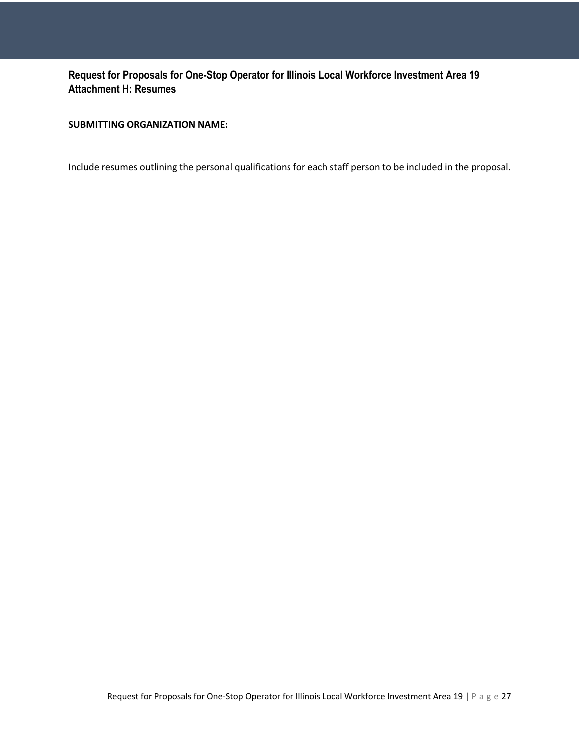## Request for Proposals for One-Stop Operator for Illinois Local Workforce Investment Area 19
## Attachment H: Resumes

**SUBMITTING ORGANIZATION NAME:**

Include resumes outlining the personal qualifications for each staff person to be included in the proposal.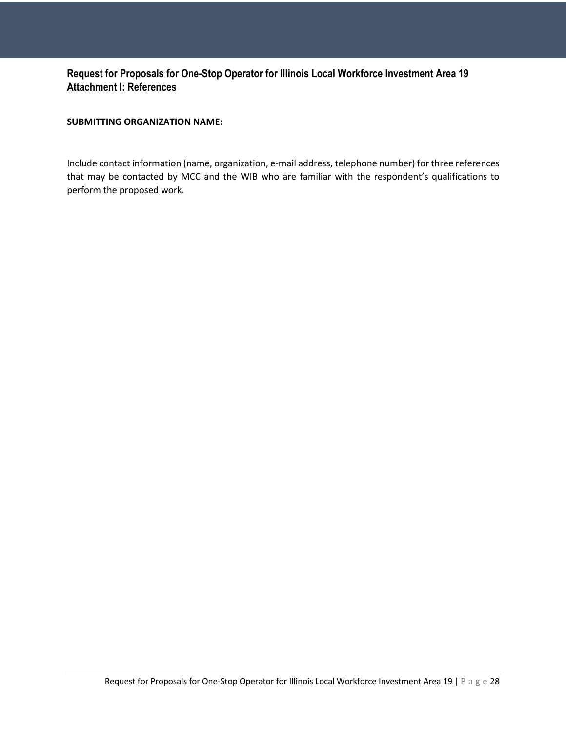## Request for Proposals for One-Stop Operator for Illinois Local Workforce Investment Area 19
## Attachment I: References

**SUBMITTING ORGANIZATION NAME:**

Include contact information (name, organization, e-mail address, telephone number) for three references that may be contacted by MCC and the WIB who are familiar with the respondent's qualifications to perform the proposed work.